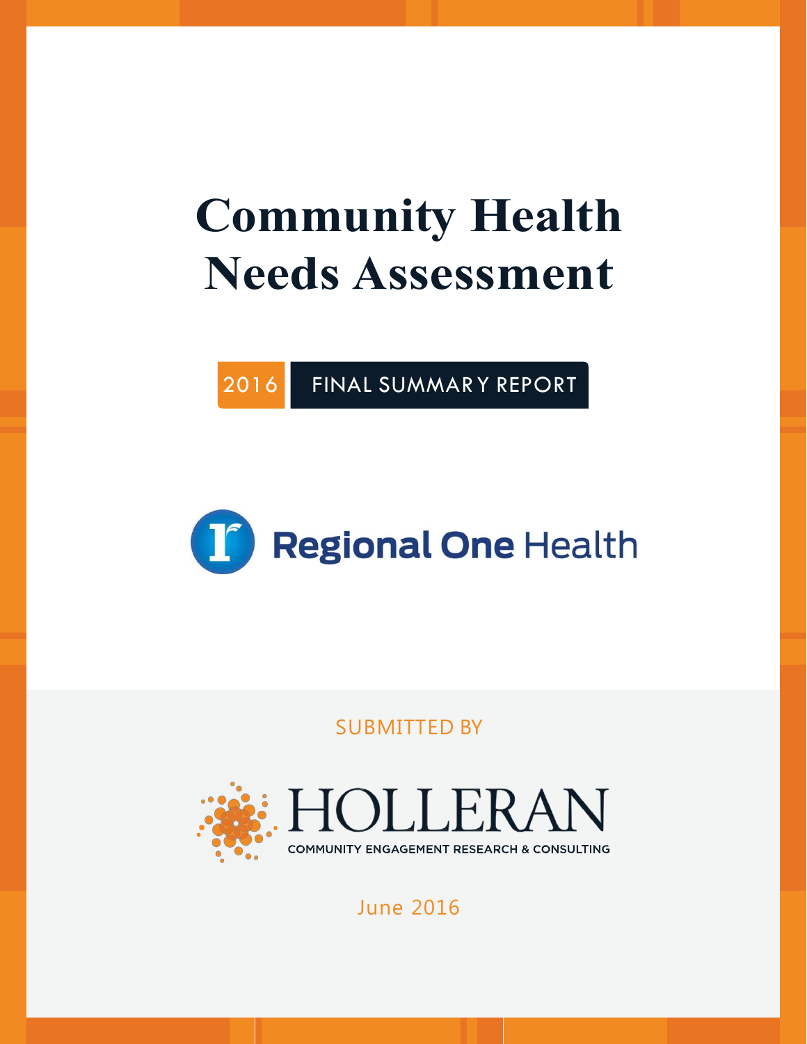# Community Health Needs Assessment

2016 FINAL SUMMARY REPORT

Regional One Health

SUBMITTED BY

HOLLERAN

COMMUNITY ENGAGEMENT RESEARCH & CONSULTING

June 2016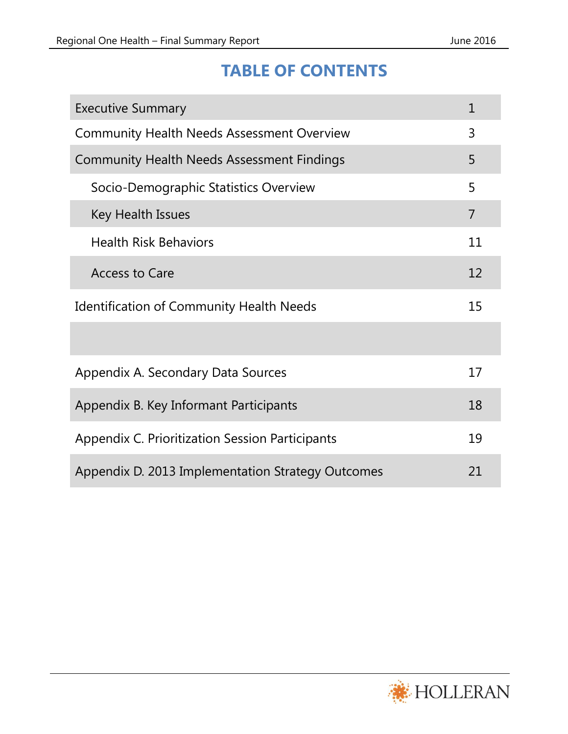# TABLE OF CONTENTS

| | |
|---|---|
| Executive Summary | 1 |
| Community Health Needs Assessment Overview | 3 |
| Community Health Needs Assessment Findings | 5 |
| Socio-Demographic Statistics Overview | 5 |
| Key Health Issues | 7 |
| Health Risk Behaviors | 11 |
| Access to Care | 12 |
| Identification of Community Health Needs | 15 |
| | |
| Appendix A. Secondary Data Sources | 17 |
| Appendix B. Key Informant Participants | 18 |
| Appendix C. Prioritization Session Participants | 19 |
| Appendix D. 2013 Implementation Strategy Outcomes | 21 |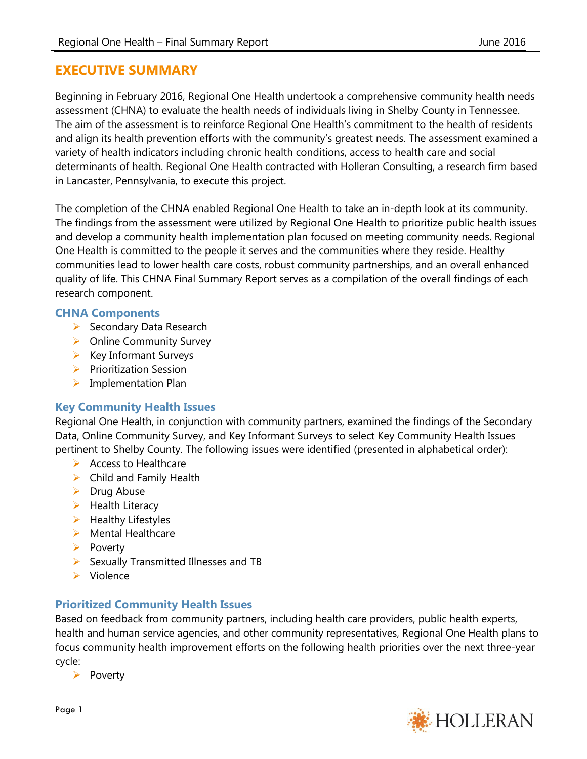# EXECUTIVE SUMMARY

Beginning in February 2016, Regional One Health undertook a comprehensive community health needs assessment (CHNA) to evaluate the health needs of individuals living in Shelby County in Tennessee. The aim of the assessment is to reinforce Regional One Health's commitment to the health of residents and align its health prevention efforts with the community's greatest needs. The assessment examined a variety of health indicators including chronic health conditions, access to health care and social determinants of health. Regional One Health contracted with Holleran Consulting, a research firm based in Lancaster, Pennsylvania, to execute this project.

The completion of the CHNA enabled Regional One Health to take an in-depth look at its community. The findings from the assessment were utilized by Regional One Health to prioritize public health issues and develop a community health implementation plan focused on meeting community needs. Regional One Health is committed to the people it serves and the communities where they reside. Healthy communities lead to lower health care costs, robust community partnerships, and an overall enhanced quality of life. This CHNA Final Summary Report serves as a compilation of the overall findings of each research component.

## CHNA Components

- Secondary Data Research
- Online Community Survey
- Key Informant Surveys
- Prioritization Session
- Implementation Plan

## Key Community Health Issues

Regional One Health, in conjunction with community partners, examined the findings of the Secondary Data, Online Community Survey, and Key Informant Surveys to select Key Community Health Issues pertinent to Shelby County. The following issues were identified (presented in alphabetical order):

- Access to Healthcare
- Child and Family Health
- Drug Abuse
- Health Literacy
- Healthy Lifestyles
- Mental Healthcare
- Poverty
- Sexually Transmitted Illnesses and TB
- Violence

## Prioritized Community Health Issues

Based on feedback from community partners, including health care providers, public health experts, health and human service agencies, and other community representatives, Regional One Health plans to focus community health improvement efforts on the following health priorities over the next three-year cycle:

- Poverty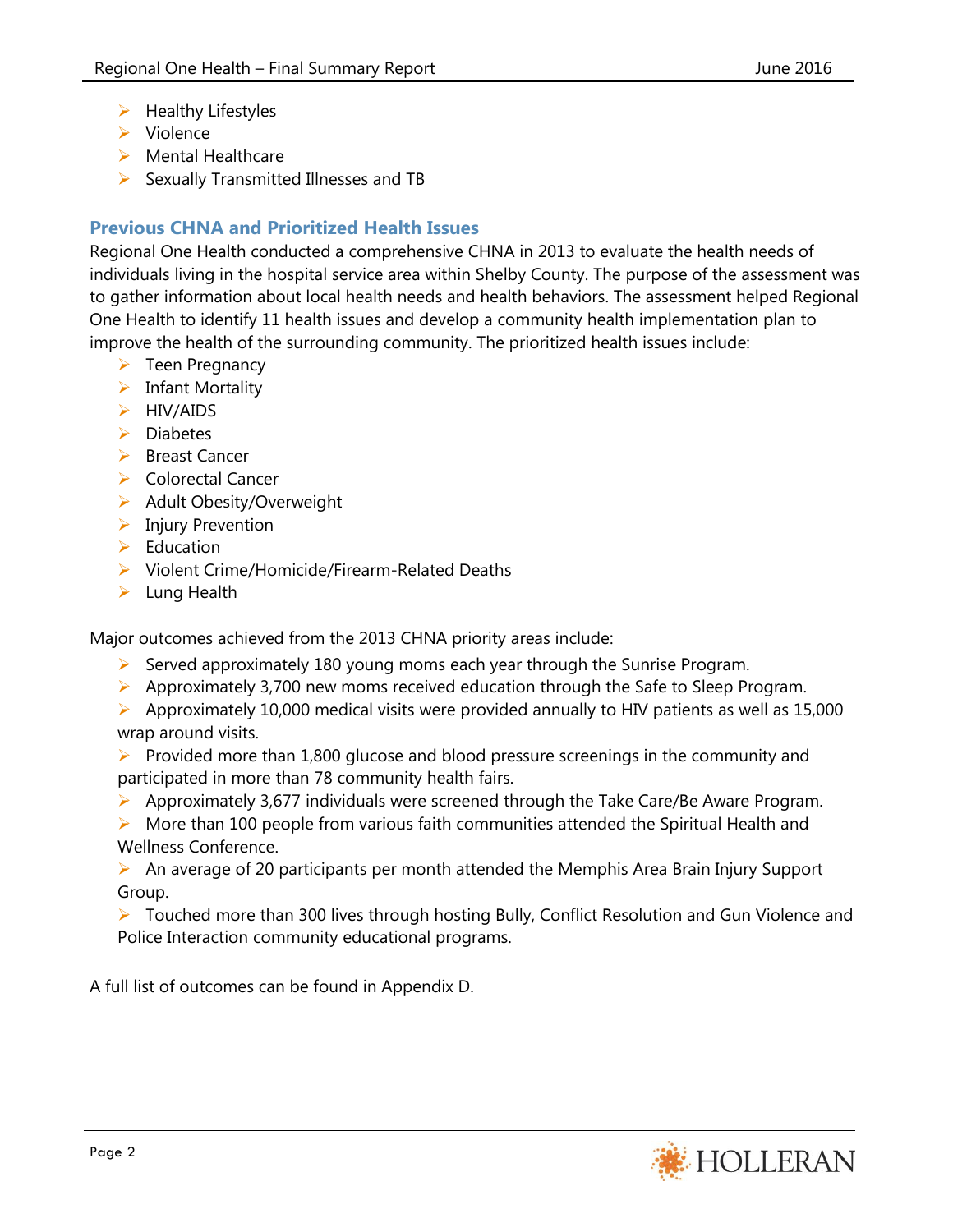- Healthy Lifestyles
- Violence
- Mental Healthcare
- Sexually Transmitted Illnesses and TB

### Previous CHNA and Prioritized Health Issues

Regional One Health conducted a comprehensive CHNA in 2013 to evaluate the health needs of individuals living in the hospital service area within Shelby County. The purpose of the assessment was to gather information about local health needs and health behaviors. The assessment helped Regional One Health to identify 11 health issues and develop a community health implementation plan to improve the health of the surrounding community. The prioritized health issues include:

- Teen Pregnancy
- Infant Mortality
- HIV/AIDS
- Diabetes
- Breast Cancer
- Colorectal Cancer
- Adult Obesity/Overweight
- Injury Prevention
- Education
- Violent Crime/Homicide/Firearm-Related Deaths
- Lung Health

Major outcomes achieved from the 2013 CHNA priority areas include:

- Served approximately 180 young moms each year through the Sunrise Program.
- Approximately 3,700 new moms received education through the Safe to Sleep Program.
- Approximately 10,000 medical visits were provided annually to HIV patients as well as 15,000 wrap around visits.
- Provided more than 1,800 glucose and blood pressure screenings in the community and participated in more than 78 community health fairs.
- Approximately 3,677 individuals were screened through the Take Care/Be Aware Program.
- More than 100 people from various faith communities attended the Spiritual Health and Wellness Conference.
- An average of 20 participants per month attended the Memphis Area Brain Injury Support Group.
- Touched more than 300 lives through hosting Bully, Conflict Resolution and Gun Violence and Police Interaction community educational programs.

A full list of outcomes can be found in Appendix D.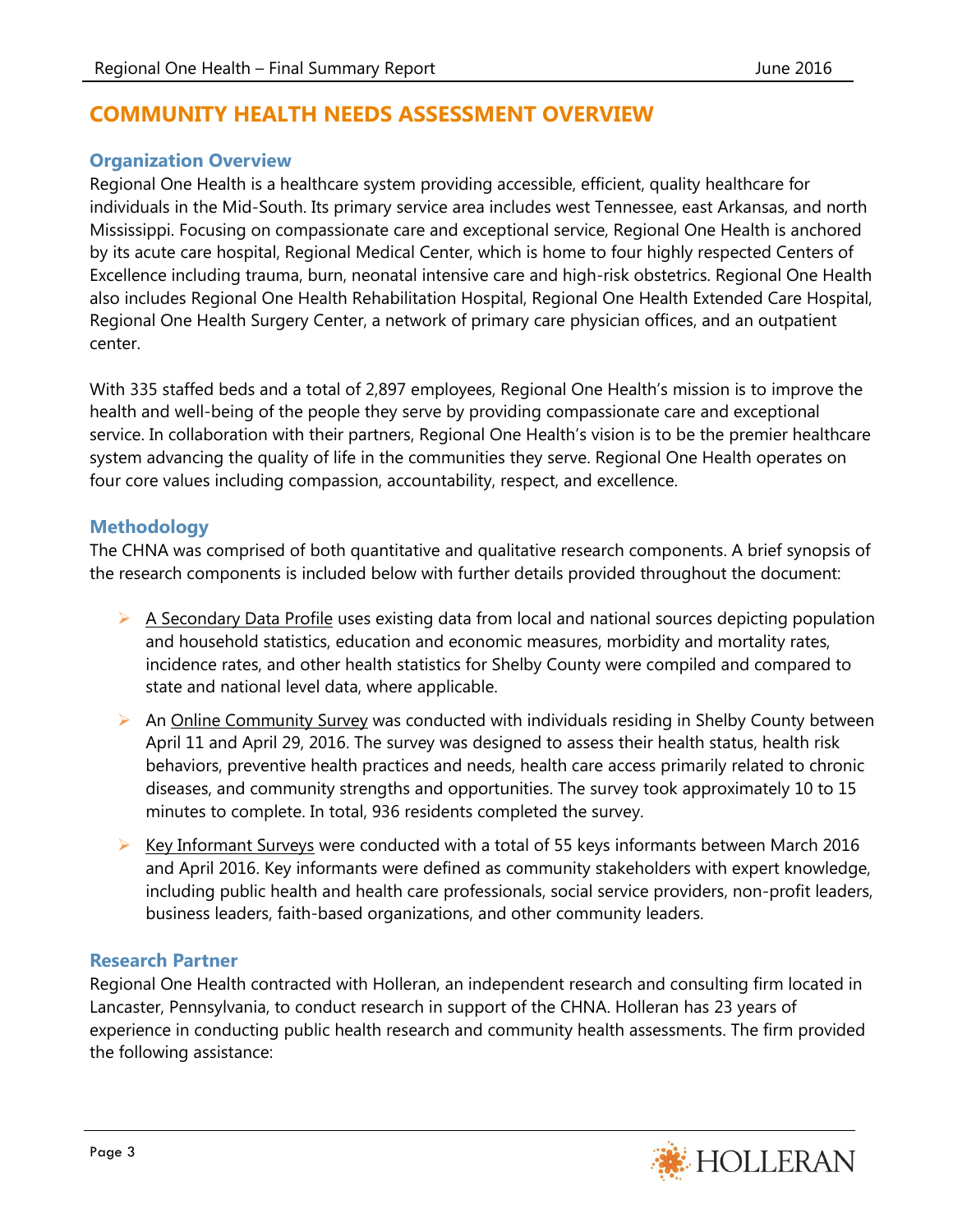# COMMUNITY HEALTH NEEDS ASSESSMENT OVERVIEW

## Organization Overview

Regional One Health is a healthcare system providing accessible, efficient, quality healthcare for individuals in the Mid-South. Its primary service area includes west Tennessee, east Arkansas, and north Mississippi. Focusing on compassionate care and exceptional service, Regional One Health is anchored by its acute care hospital, Regional Medical Center, which is home to four highly respected Centers of Excellence including trauma, burn, neonatal intensive care and high-risk obstetrics. Regional One Health also includes Regional One Health Rehabilitation Hospital, Regional One Health Extended Care Hospital, Regional One Health Surgery Center, a network of primary care physician offices, and an outpatient center.

With 335 staffed beds and a total of 2,897 employees, Regional One Health's mission is to improve the health and well-being of the people they serve by providing compassionate care and exceptional service. In collaboration with their partners, Regional One Health's vision is to be the premier healthcare system advancing the quality of life in the communities they serve. Regional One Health operates on four core values including compassion, accountability, respect, and excellence.

## Methodology

The CHNA was comprised of both quantitative and qualitative research components. A brief synopsis of the research components is included below with further details provided throughout the document:

- A Secondary Data Profile uses existing data from local and national sources depicting population and household statistics, education and economic measures, morbidity and mortality rates, incidence rates, and other health statistics for Shelby County were compiled and compared to state and national level data, where applicable.
- An Online Community Survey was conducted with individuals residing in Shelby County between April 11 and April 29, 2016. The survey was designed to assess their health status, health risk behaviors, preventive health practices and needs, health care access primarily related to chronic diseases, and community strengths and opportunities. The survey took approximately 10 to 15 minutes to complete. In total, 936 residents completed the survey.
- Key Informant Surveys were conducted with a total of 55 keys informants between March 2016 and April 2016. Key informants were defined as community stakeholders with expert knowledge, including public health and health care professionals, social service providers, non-profit leaders, business leaders, faith-based organizations, and other community leaders.

## Research Partner

Regional One Health contracted with Holleran, an independent research and consulting firm located in Lancaster, Pennsylvania, to conduct research in support of the CHNA. Holleran has 23 years of experience in conducting public health research and community health assessments. The firm provided the following assistance: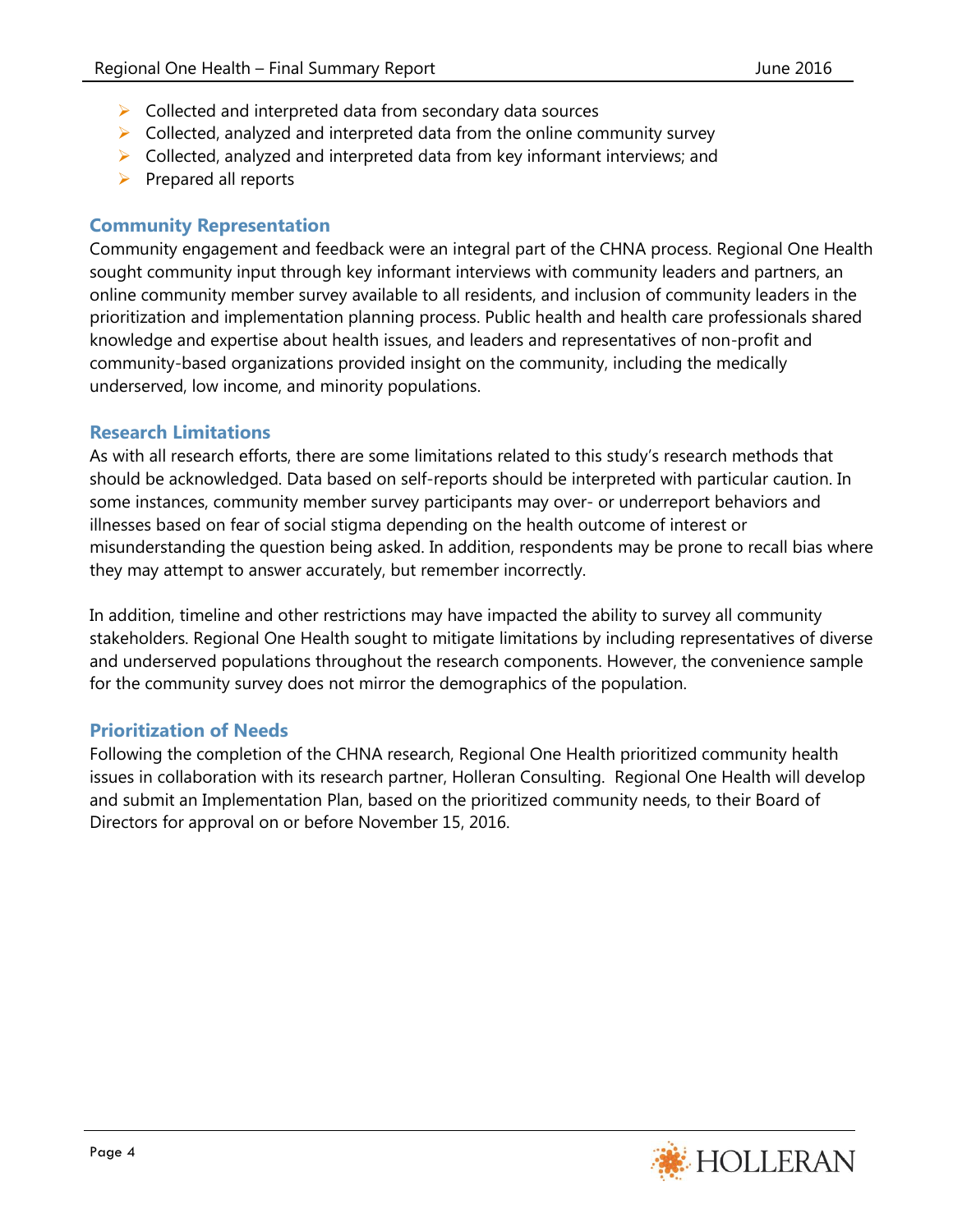- Collected and interpreted data from secondary data sources
- Collected, analyzed and interpreted data from the online community survey
- Collected, analyzed and interpreted data from key informant interviews; and
- Prepared all reports

### Community Representation

Community engagement and feedback were an integral part of the CHNA process. Regional One Health sought community input through key informant interviews with community leaders and partners, an online community member survey available to all residents, and inclusion of community leaders in the prioritization and implementation planning process. Public health and health care professionals shared knowledge and expertise about health issues, and leaders and representatives of non-profit and community-based organizations provided insight on the community, including the medically underserved, low income, and minority populations.

### Research Limitations

As with all research efforts, there are some limitations related to this study's research methods that should be acknowledged. Data based on self-reports should be interpreted with particular caution. In some instances, community member survey participants may over- or underreport behaviors and illnesses based on fear of social stigma depending on the health outcome of interest or misunderstanding the question being asked. In addition, respondents may be prone to recall bias where they may attempt to answer accurately, but remember incorrectly.

In addition, timeline and other restrictions may have impacted the ability to survey all community stakeholders. Regional One Health sought to mitigate limitations by including representatives of diverse and underserved populations throughout the research components. However, the convenience sample for the community survey does not mirror the demographics of the population.

### Prioritization of Needs

Following the completion of the CHNA research, Regional One Health prioritized community health issues in collaboration with its research partner, Holleran Consulting. Regional One Health will develop and submit an Implementation Plan, based on the prioritized community needs, to their Board of Directors for approval on or before November 15, 2016.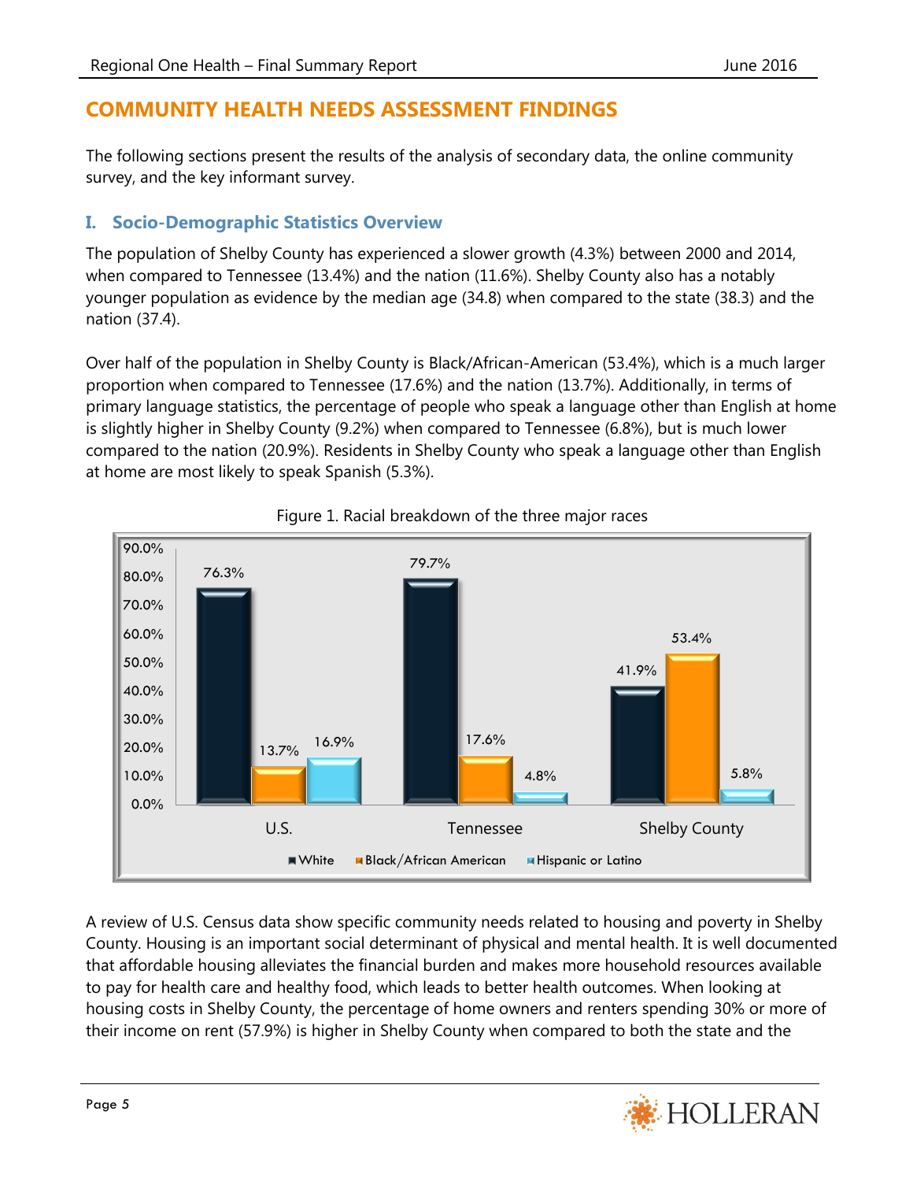## COMMUNITY HEALTH NEEDS ASSESSMENT FINDINGS

The following sections present the results of the analysis of secondary data, the online community survey, and the key informant survey.

### I. Socio-Demographic Statistics Overview

The population of Shelby County has experienced a slower growth (4.3%) between 2000 and 2014, when compared to Tennessee (13.4%) and the nation (11.6%). Shelby County also has a notably younger population as evidence by the median age (34.8) when compared to the state (38.3) and the nation (37.4).

Over half of the population in Shelby County is Black/African-American (53.4%), which is a much larger proportion when compared to Tennessee (17.6%) and the nation (13.7%). Additionally, in terms of primary language statistics, the percentage of people who speak a language other than English at home is slightly higher in Shelby County (9.2%) when compared to Tennessee (6.8%), but is much lower compared to the nation (20.9%). Residents in Shelby County who speak a language other than English at home are most likely to speak Spanish (5.3%).

Figure 1. Racial breakdown of the three major races

| | White | Black/African American | Hispanic or Latino |
|---|---|---|---|
| U.S. | 76.3% | 13.7% | 16.9% |
| Tennessee | 79.7% | 17.6% | 4.8% |
| Shelby County | 41.9% | 53.4% | 5.8% |

A review of U.S. Census data show specific community needs related to housing and poverty in Shelby County. Housing is an important social determinant of physical and mental health. It is well documented that affordable housing alleviates the financial burden and makes more household resources available to pay for health care and healthy food, which leads to better health outcomes. When looking at housing costs in Shelby County, the percentage of home owners and renters spending 30% or more of their income on rent (57.9%) is higher in Shelby County when compared to both the state and the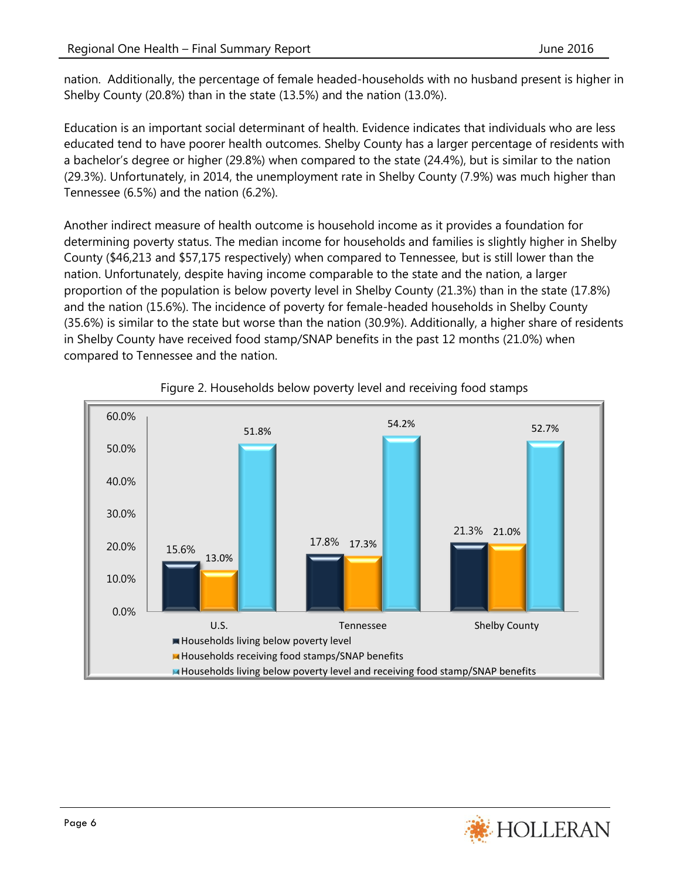nation. Additionally, the percentage of female headed-households with no husband present is higher in Shelby County (20.8%) than in the state (13.5%) and the nation (13.0%).

Education is an important social determinant of health. Evidence indicates that individuals who are less educated tend to have poorer health outcomes. Shelby County has a larger percentage of residents with a bachelor's degree or higher (29.8%) when compared to the state (24.4%), but is similar to the nation (29.3%). Unfortunately, in 2014, the unemployment rate in Shelby County (7.9%) was much higher than Tennessee (6.5%) and the nation (6.2%).

Another indirect measure of health outcome is household income as it provides a foundation for determining poverty status. The median income for households and families is slightly higher in Shelby County ($46,213 and $57,175 respectively) when compared to Tennessee, but is still lower than the nation. Unfortunately, despite having income comparable to the state and the nation, a larger proportion of the population is below poverty level in Shelby County (21.3%) than in the state (17.8%) and the nation (15.6%). The incidence of poverty for female-headed households in Shelby County (35.6%) is similar to the state but worse than the nation (30.9%). Additionally, a higher share of residents in Shelby County have received food stamp/SNAP benefits in the past 12 months (21.0%) when compared to Tennessee and the nation.

Figure 2. Households below poverty level and receiving food stamps

| | U.S. | Tennessee | Shelby County |
|---|---|---|---|
| Households living below poverty level | 15.6% | 17.8% | 21.3% |
| Households receiving food stamps/SNAP benefits | 13.0% | 17.3% | 21.0% |
| Households living below poverty level and receiving food stamp/SNAP benefits | 51.8% | 54.2% | 52.7% |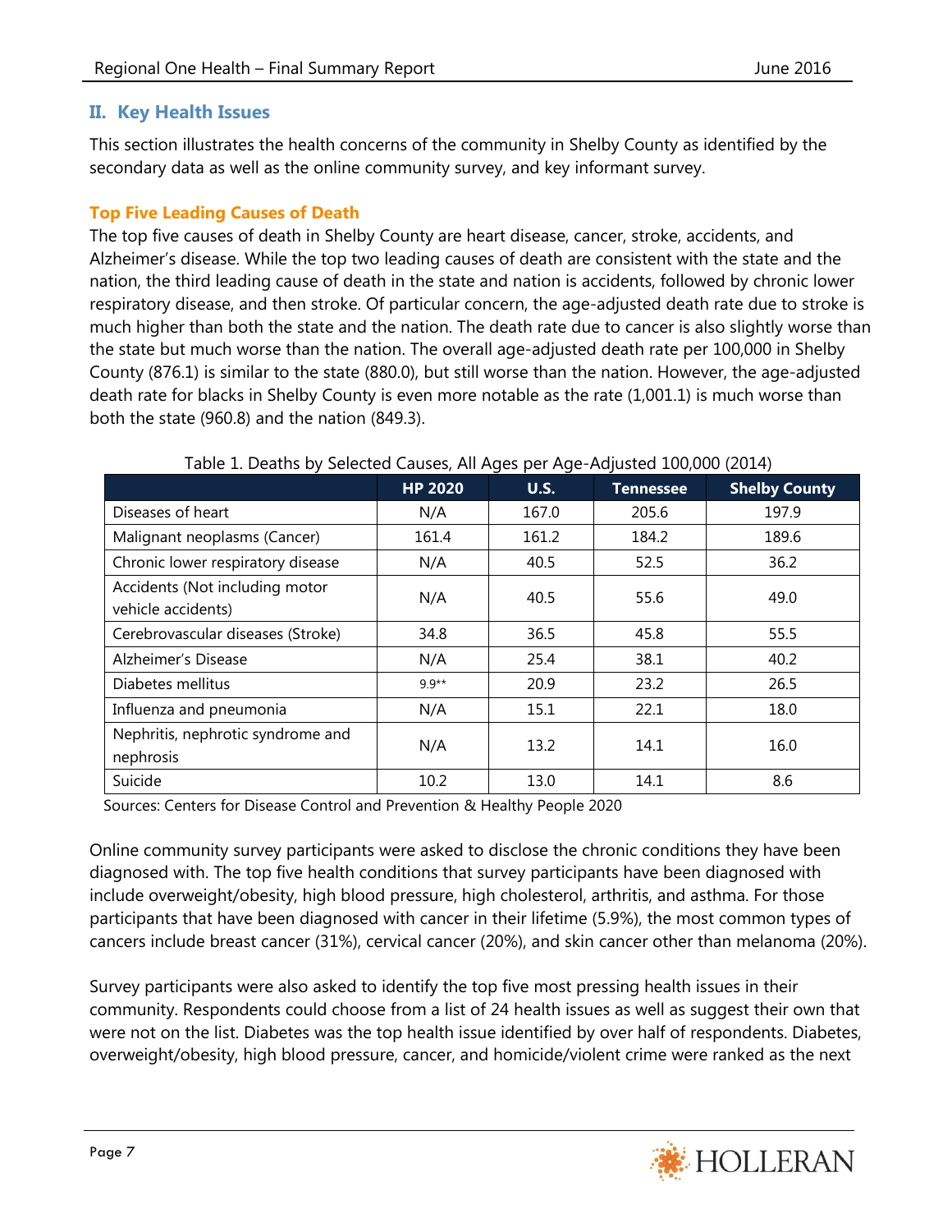## II. Key Health Issues

This section illustrates the health concerns of the community in Shelby County as identified by the secondary data as well as the online community survey, and key informant survey.

### Top Five Leading Causes of Death

The top five causes of death in Shelby County are heart disease, cancer, stroke, accidents, and Alzheimer's disease. While the top two leading causes of death are consistent with the state and the nation, the third leading cause of death in the state and nation is accidents, followed by chronic lower respiratory disease, and then stroke. Of particular concern, the age-adjusted death rate due to stroke is much higher than both the state and the nation. The death rate due to cancer is also slightly worse than the state but much worse than the nation. The overall age-adjusted death rate per 100,000 in Shelby County (876.1) is similar to the state (880.0), but still worse than the nation. However, the age-adjusted death rate for blacks in Shelby County is even more notable as the rate (1,001.1) is much worse than both the state (960.8) and the nation (849.3).

Table 1. Deaths by Selected Causes, All Ages per Age-Adjusted 100,000 (2014)

| | HP 2020 | U.S. | Tennessee | Shelby County |
|---|---|---|---|---|
| Diseases of heart | N/A | 167.0 | 205.6 | 197.9 |
| Malignant neoplasms (Cancer) | 161.4 | 161.2 | 184.2 | 189.6 |
| Chronic lower respiratory disease | N/A | 40.5 | 52.5 | 36.2 |
| Accidents (Not including motor vehicle accidents) | N/A | 40.5 | 55.6 | 49.0 |
| Cerebrovascular diseases (Stroke) | 34.8 | 36.5 | 45.8 | 55.5 |
| Alzheimer's Disease | N/A | 25.4 | 38.1 | 40.2 |
| Diabetes mellitus | 9.9** | 20.9 | 23.2 | 26.5 |
| Influenza and pneumonia | N/A | 15.1 | 22.1 | 18.0 |
| Nephritis, nephrotic syndrome and nephrosis | N/A | 13.2 | 14.1 | 16.0 |
| Suicide | 10.2 | 13.0 | 14.1 | 8.6 |

Sources: Centers for Disease Control and Prevention & Healthy People 2020

Online community survey participants were asked to disclose the chronic conditions they have been diagnosed with. The top five health conditions that survey participants have been diagnosed with include overweight/obesity, high blood pressure, high cholesterol, arthritis, and asthma. For those participants that have been diagnosed with cancer in their lifetime (5.9%), the most common types of cancers include breast cancer (31%), cervical cancer (20%), and skin cancer other than melanoma (20%).

Survey participants were also asked to identify the top five most pressing health issues in their community. Respondents could choose from a list of 24 health issues as well as suggest their own that were not on the list. Diabetes was the top health issue identified by over half of respondents. Diabetes, overweight/obesity, high blood pressure, cancer, and homicide/violent crime were ranked as the next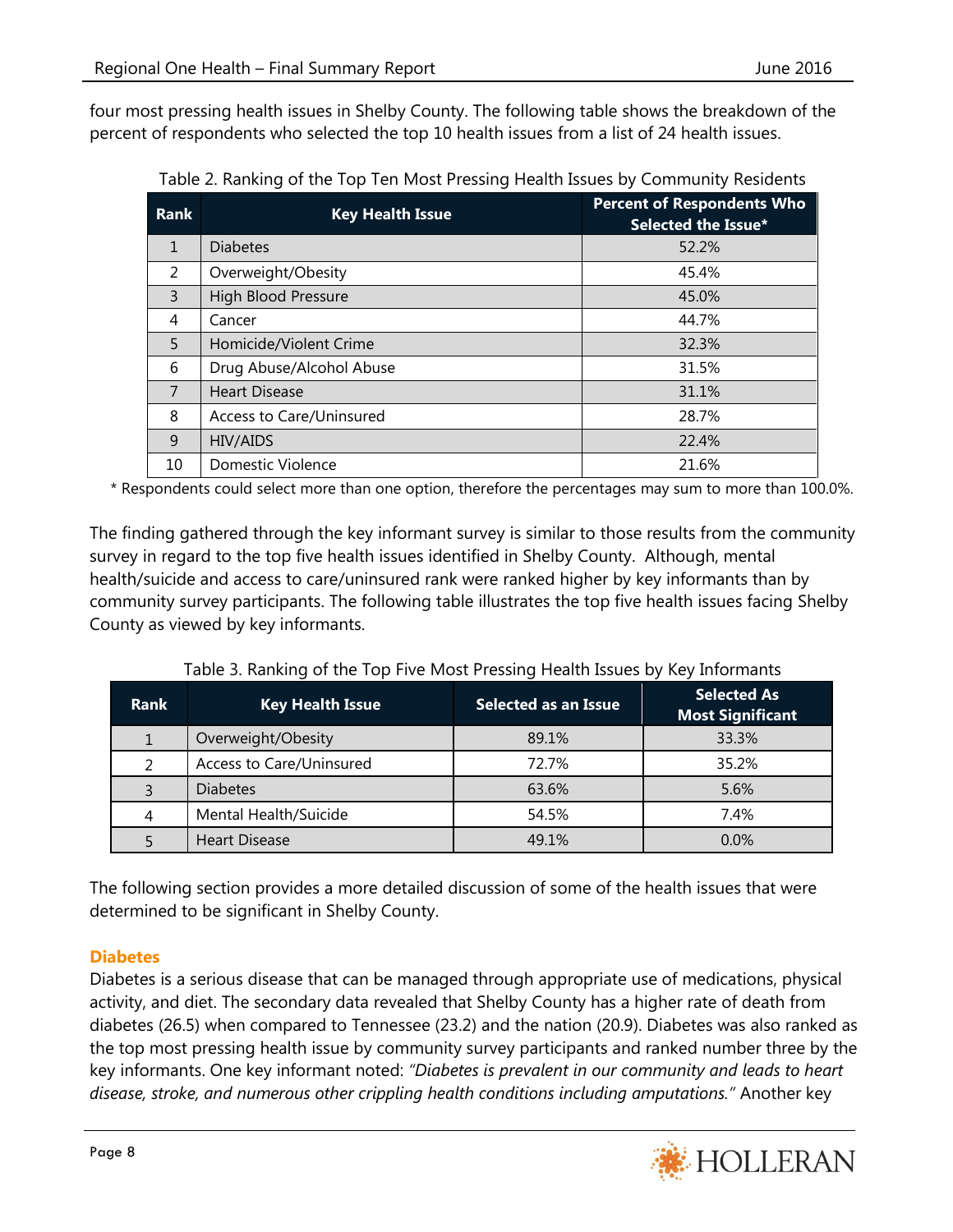four most pressing health issues in Shelby County. The following table shows the breakdown of the percent of respondents who selected the top 10 health issues from a list of 24 health issues.

Table 2. Ranking of the Top Ten Most Pressing Health Issues by Community Residents

| Rank | Key Health Issue | Percent of Respondents Who Selected the Issue* |
|---|---|---|
| 1 | Diabetes | 52.2% |
| 2 | Overweight/Obesity | 45.4% |
| 3 | High Blood Pressure | 45.0% |
| 4 | Cancer | 44.7% |
| 5 | Homicide/Violent Crime | 32.3% |
| 6 | Drug Abuse/Alcohol Abuse | 31.5% |
| 7 | Heart Disease | 31.1% |
| 8 | Access to Care/Uninsured | 28.7% |
| 9 | HIV/AIDS | 22.4% |
| 10 | Domestic Violence | 21.6% |

* Respondents could select more than one option, therefore the percentages may sum to more than 100.0%.

The finding gathered through the key informant survey is similar to those results from the community survey in regard to the top five health issues identified in Shelby County. Although, mental health/suicide and access to care/uninsured rank were ranked higher by key informants than by community survey participants. The following table illustrates the top five health issues facing Shelby County as viewed by key informants.

Table 3. Ranking of the Top Five Most Pressing Health Issues by Key Informants

| Rank | Key Health Issue | Selected as an Issue | Selected As Most Significant |
|---|---|---|---|
| 1 | Overweight/Obesity | 89.1% | 33.3% |
| 2 | Access to Care/Uninsured | 72.7% | 35.2% |
| 3 | Diabetes | 63.6% | 5.6% |
| 4 | Mental Health/Suicide | 54.5% | 7.4% |
| 5 | Heart Disease | 49.1% | 0.0% |

The following section provides a more detailed discussion of some of the health issues that were determined to be significant in Shelby County.

## Diabetes

Diabetes is a serious disease that can be managed through appropriate use of medications, physical activity, and diet. The secondary data revealed that Shelby County has a higher rate of death from diabetes (26.5) when compared to Tennessee (23.2) and the nation (20.9). Diabetes was also ranked as the top most pressing health issue by community survey participants and ranked number three by the key informants. One key informant noted: *"Diabetes is prevalent in our community and leads to heart disease, stroke, and numerous other crippling health conditions including amputations."* Another key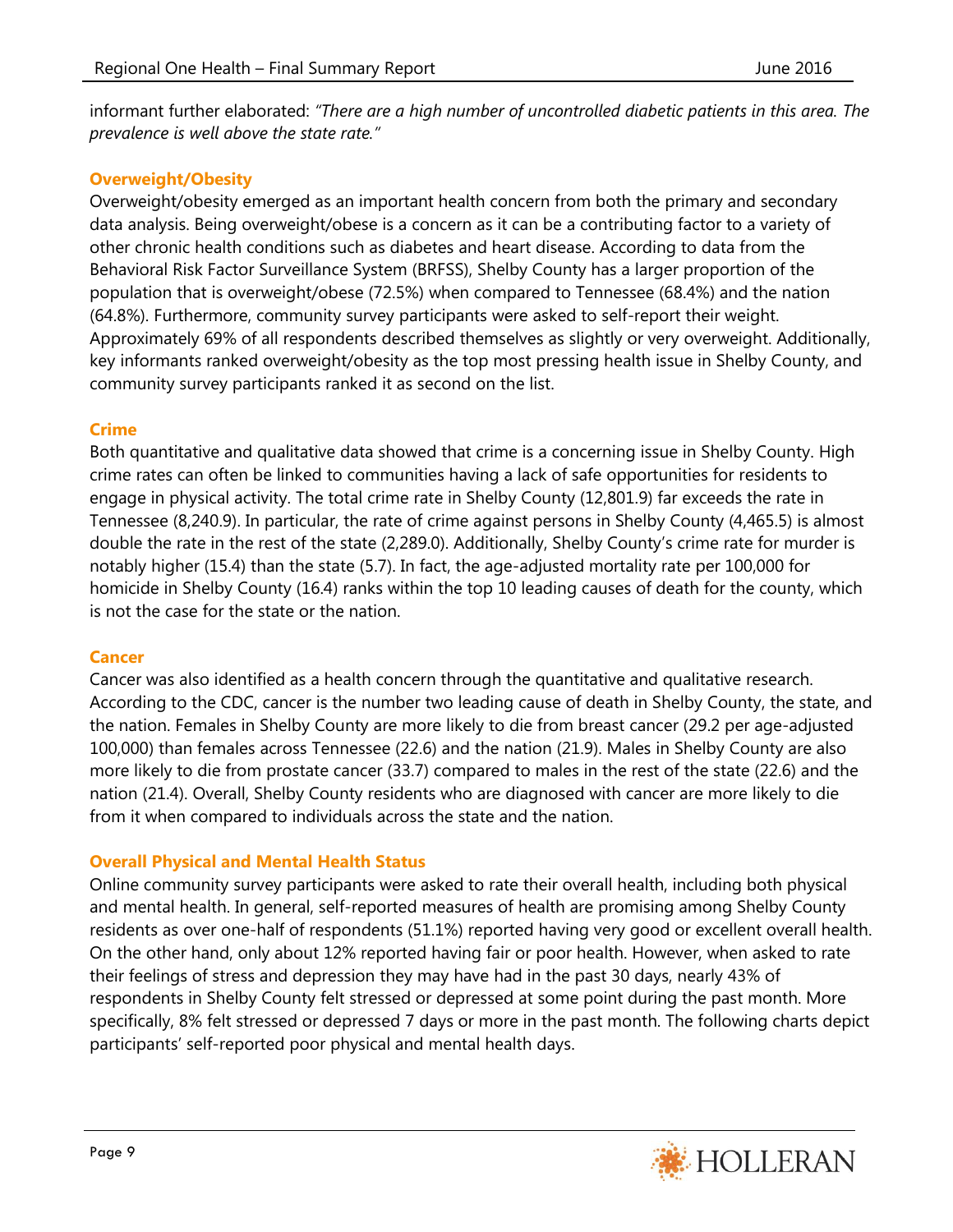informant further elaborated: *"There are a high number of uncontrolled diabetic patients in this area. The prevalence is well above the state rate."*

### Overweight/Obesity

Overweight/obesity emerged as an important health concern from both the primary and secondary data analysis. Being overweight/obese is a concern as it can be a contributing factor to a variety of other chronic health conditions such as diabetes and heart disease. According to data from the Behavioral Risk Factor Surveillance System (BRFSS), Shelby County has a larger proportion of the population that is overweight/obese (72.5%) when compared to Tennessee (68.4%) and the nation (64.8%). Furthermore, community survey participants were asked to self-report their weight. Approximately 69% of all respondents described themselves as slightly or very overweight. Additionally, key informants ranked overweight/obesity as the top most pressing health issue in Shelby County, and community survey participants ranked it as second on the list.

### Crime

Both quantitative and qualitative data showed that crime is a concerning issue in Shelby County. High crime rates can often be linked to communities having a lack of safe opportunities for residents to engage in physical activity. The total crime rate in Shelby County (12,801.9) far exceeds the rate in Tennessee (8,240.9). In particular, the rate of crime against persons in Shelby County (4,465.5) is almost double the rate in the rest of the state (2,289.0). Additionally, Shelby County's crime rate for murder is notably higher (15.4) than the state (5.7). In fact, the age-adjusted mortality rate per 100,000 for homicide in Shelby County (16.4) ranks within the top 10 leading causes of death for the county, which is not the case for the state or the nation.

### Cancer

Cancer was also identified as a health concern through the quantitative and qualitative research. According to the CDC, cancer is the number two leading cause of death in Shelby County, the state, and the nation. Females in Shelby County are more likely to die from breast cancer (29.2 per age-adjusted 100,000) than females across Tennessee (22.6) and the nation (21.9). Males in Shelby County are also more likely to die from prostate cancer (33.7) compared to males in the rest of the state (22.6) and the nation (21.4). Overall, Shelby County residents who are diagnosed with cancer are more likely to die from it when compared to individuals across the state and the nation.

### Overall Physical and Mental Health Status

Online community survey participants were asked to rate their overall health, including both physical and mental health. In general, self-reported measures of health are promising among Shelby County residents as over one-half of respondents (51.1%) reported having very good or excellent overall health. On the other hand, only about 12% reported having fair or poor health. However, when asked to rate their feelings of stress and depression they may have had in the past 30 days, nearly 43% of respondents in Shelby County felt stressed or depressed at some point during the past month. More specifically, 8% felt stressed or depressed 7 days or more in the past month. The following charts depict participants' self-reported poor physical and mental health days.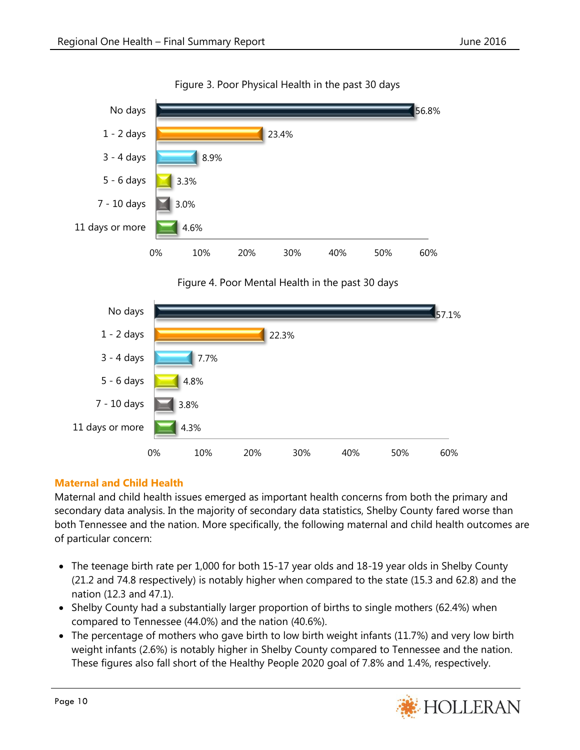Figure 3. Poor Physical Health in the past 30 days

| Days | Percent |
|---|---|
| No days | 56.8% |
| 1 - 2 days | 23.4% |
| 3 - 4 days | 8.9% |
| 5 - 6 days | 3.3% |
| 7 - 10 days | 3.0% |
| 11 days or more | 4.6% |

Figure 4. Poor Mental Health in the past 30 days

| Days | Percent |
|---|---|
| No days | 57.1% |
| 1 - 2 days | 22.3% |
| 3 - 4 days | 7.7% |
| 5 - 6 days | 4.8% |
| 7 - 10 days | 3.8% |
| 11 days or more | 4.3% |

## Maternal and Child Health

Maternal and child health issues emerged as important health concerns from both the primary and secondary data analysis. In the majority of secondary data statistics, Shelby County fared worse than both Tennessee and the nation. More specifically, the following maternal and child health outcomes are of particular concern:

- The teenage birth rate per 1,000 for both 15-17 year olds and 18-19 year olds in Shelby County (21.2 and 74.8 respectively) is notably higher when compared to the state (15.3 and 62.8) and the nation (12.3 and 47.1).
- Shelby County had a substantially larger proportion of births to single mothers (62.4%) when compared to Tennessee (44.0%) and the nation (40.6%).
- The percentage of mothers who gave birth to low birth weight infants (11.7%) and very low birth weight infants (2.6%) is notably higher in Shelby County compared to Tennessee and the nation. These figures also fall short of the Healthy People 2020 goal of 7.8% and 1.4%, respectively.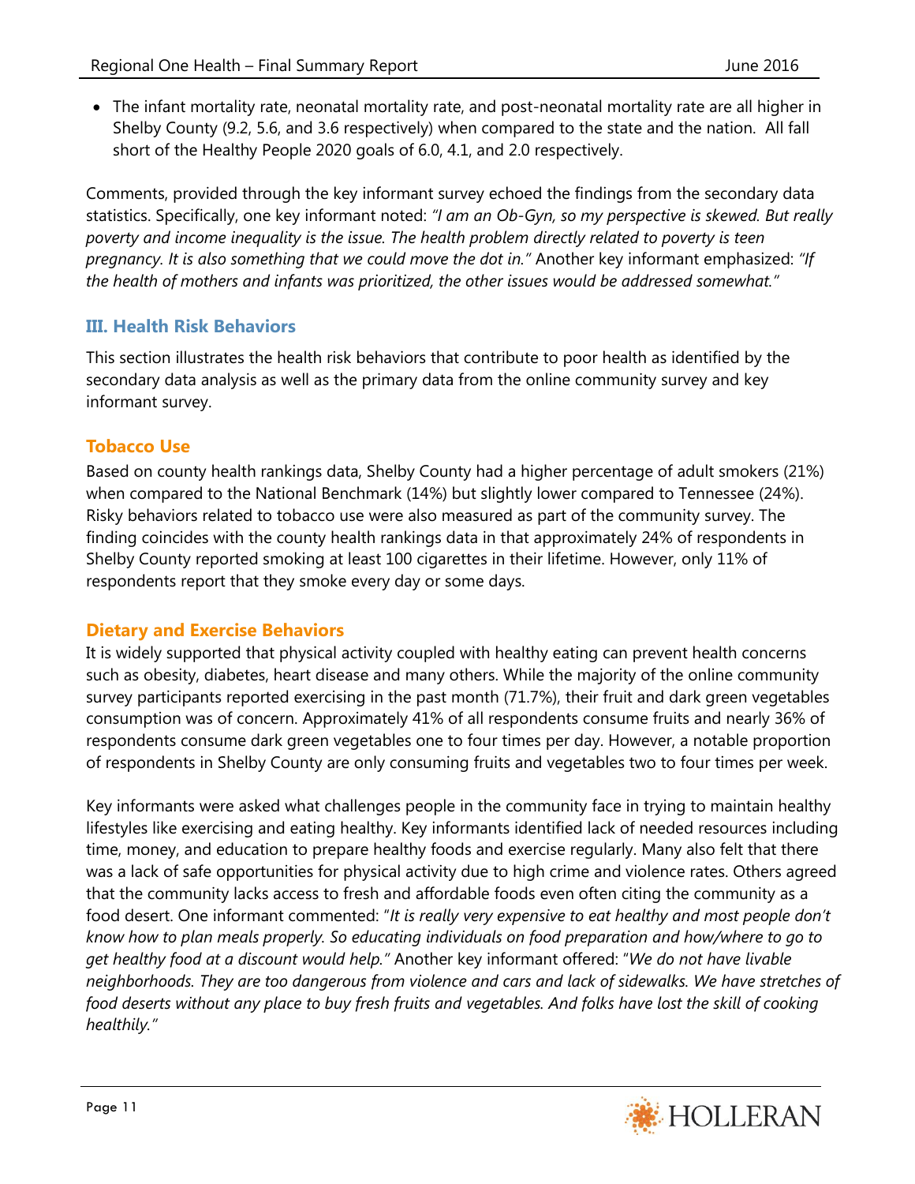- The infant mortality rate, neonatal mortality rate, and post-neonatal mortality rate are all higher in Shelby County (9.2, 5.6, and 3.6 respectively) when compared to the state and the nation. All fall short of the Healthy People 2020 goals of 6.0, 4.1, and 2.0 respectively.

Comments, provided through the key informant survey echoed the findings from the secondary data statistics. Specifically, one key informant noted: *"I am an Ob-Gyn, so my perspective is skewed. But really poverty and income inequality is the issue. The health problem directly related to poverty is teen pregnancy. It is also something that we could move the dot in."* Another key informant emphasized: *"If the health of mothers and infants was prioritized, the other issues would be addressed somewhat."*

## III. Health Risk Behaviors

This section illustrates the health risk behaviors that contribute to poor health as identified by the secondary data analysis as well as the primary data from the online community survey and key informant survey.

### Tobacco Use

Based on county health rankings data, Shelby County had a higher percentage of adult smokers (21%) when compared to the National Benchmark (14%) but slightly lower compared to Tennessee (24%). Risky behaviors related to tobacco use were also measured as part of the community survey. The finding coincides with the county health rankings data in that approximately 24% of respondents in Shelby County reported smoking at least 100 cigarettes in their lifetime. However, only 11% of respondents report that they smoke every day or some days.

### Dietary and Exercise Behaviors

It is widely supported that physical activity coupled with healthy eating can prevent health concerns such as obesity, diabetes, heart disease and many others. While the majority of the online community survey participants reported exercising in the past month (71.7%), their fruit and dark green vegetables consumption was of concern. Approximately 41% of all respondents consume fruits and nearly 36% of respondents consume dark green vegetables one to four times per day. However, a notable proportion of respondents in Shelby County are only consuming fruits and vegetables two to four times per week.

Key informants were asked what challenges people in the community face in trying to maintain healthy lifestyles like exercising and eating healthy. Key informants identified lack of needed resources including time, money, and education to prepare healthy foods and exercise regularly. Many also felt that there was a lack of safe opportunities for physical activity due to high crime and violence rates. Others agreed that the community lacks access to fresh and affordable foods even often citing the community as a food desert. One informant commented: "*It is really very expensive to eat healthy and most people don't know how to plan meals properly. So educating individuals on food preparation and how/where to go to get healthy food at a discount would help."* Another key informant offered: "*We do not have livable neighborhoods. They are too dangerous from violence and cars and lack of sidewalks. We have stretches of food deserts without any place to buy fresh fruits and vegetables. And folks have lost the skill of cooking healthily."*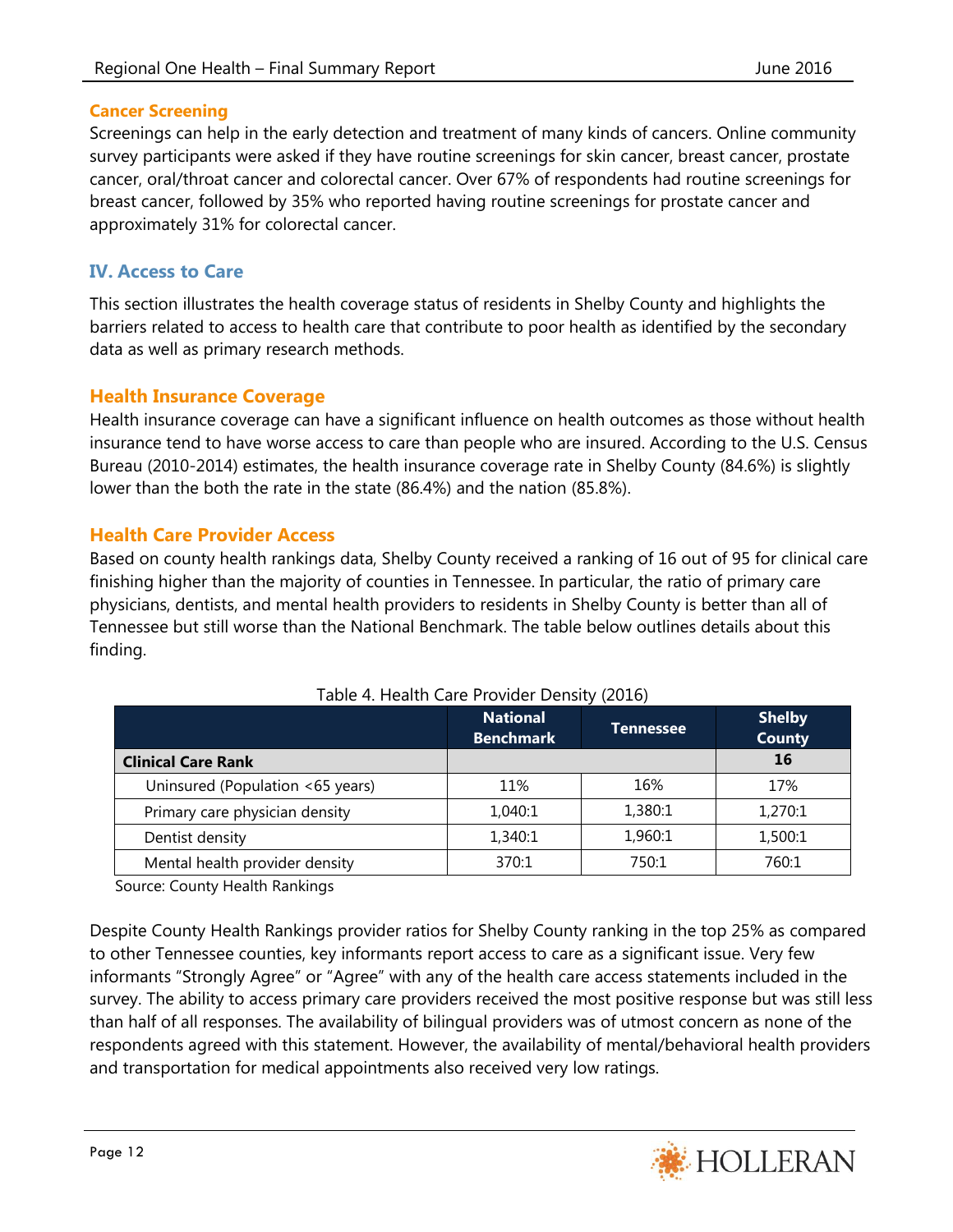### Cancer Screening

Screenings can help in the early detection and treatment of many kinds of cancers. Online community survey participants were asked if they have routine screenings for skin cancer, breast cancer, prostate cancer, oral/throat cancer and colorectal cancer. Over 67% of respondents had routine screenings for breast cancer, followed by 35% who reported having routine screenings for prostate cancer and approximately 31% for colorectal cancer.

## IV. Access to Care

This section illustrates the health coverage status of residents in Shelby County and highlights the barriers related to access to health care that contribute to poor health as identified by the secondary data as well as primary research methods.

### Health Insurance Coverage

Health insurance coverage can have a significant influence on health outcomes as those without health insurance tend to have worse access to care than people who are insured. According to the U.S. Census Bureau (2010-2014) estimates, the health insurance coverage rate in Shelby County (84.6%) is slightly lower than the both the rate in the state (86.4%) and the nation (85.8%).

### Health Care Provider Access

Based on county health rankings data, Shelby County received a ranking of 16 out of 95 for clinical care finishing higher than the majority of counties in Tennessee. In particular, the ratio of primary care physicians, dentists, and mental health providers to residents in Shelby County is better than all of Tennessee but still worse than the National Benchmark. The table below outlines details about this finding.

Table 4. Health Care Provider Density (2016)

| | National Benchmark | Tennessee | Shelby County |
|---|---|---|---|
| **Clinical Care Rank** | | | **16** |
| Uninsured (Population <65 years) | 11% | 16% | 17% |
| Primary care physician density | 1,040:1 | 1,380:1 | 1,270:1 |
| Dentist density | 1,340:1 | 1,960:1 | 1,500:1 |
| Mental health provider density | 370:1 | 750:1 | 760:1 |

Source: County Health Rankings

Despite County Health Rankings provider ratios for Shelby County ranking in the top 25% as compared to other Tennessee counties, key informants report access to care as a significant issue. Very few informants "Strongly Agree" or "Agree" with any of the health care access statements included in the survey. The ability to access primary care providers received the most positive response but was still less than half of all responses. The availability of bilingual providers was of utmost concern as none of the respondents agreed with this statement. However, the availability of mental/behavioral health providers and transportation for medical appointments also received very low ratings.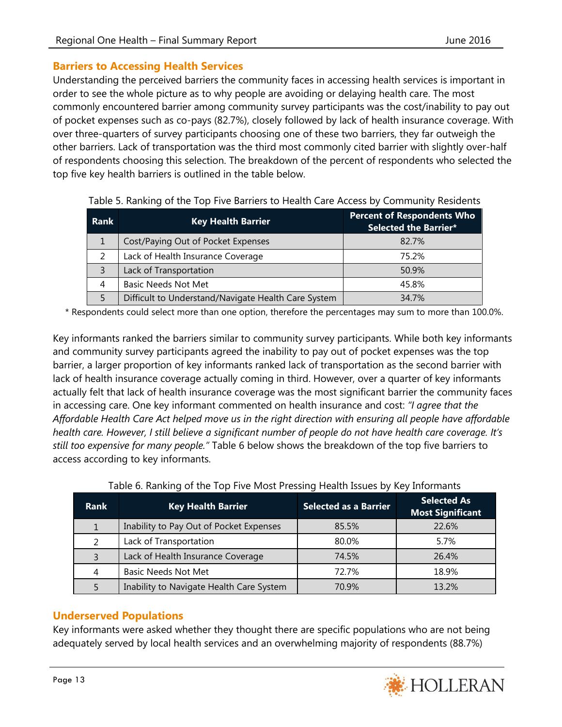## Barriers to Accessing Health Services

Understanding the perceived barriers the community faces in accessing health services is important in order to see the whole picture as to why people are avoiding or delaying health care. The most commonly encountered barrier among community survey participants was the cost/inability to pay out of pocket expenses such as co-pays (82.7%), closely followed by lack of health insurance coverage. With over three-quarters of survey participants choosing one of these two barriers, they far outweigh the other barriers. Lack of transportation was the third most commonly cited barrier with slightly over-half of respondents choosing this selection. The breakdown of the percent of respondents who selected the top five key health barriers is outlined in the table below.

Table 5. Ranking of the Top Five Barriers to Health Care Access by Community Residents

| Rank | Key Health Barrier | Percent of Respondents Who Selected the Barrier* |
|---|---|---|
| 1 | Cost/Paying Out of Pocket Expenses | 82.7% |
| 2 | Lack of Health Insurance Coverage | 75.2% |
| 3 | Lack of Transportation | 50.9% |
| 4 | Basic Needs Not Met | 45.8% |
| 5 | Difficult to Understand/Navigate Health Care System | 34.7% |

* Respondents could select more than one option, therefore the percentages may sum to more than 100.0%.

Key informants ranked the barriers similar to community survey participants. While both key informants and community survey participants agreed the inability to pay out of pocket expenses was the top barrier, a larger proportion of key informants ranked lack of transportation as the second barrier with lack of health insurance coverage actually coming in third. However, over a quarter of key informants actually felt that lack of health insurance coverage was the most significant barrier the community faces in accessing care. One key informant commented on health insurance and cost: *"I agree that the Affordable Health Care Act helped move us in the right direction with ensuring all people have affordable health care. However, I still believe a significant number of people do not have health care coverage. It's still too expensive for many people."* Table 6 below shows the breakdown of the top five barriers to access according to key informants.

Table 6. Ranking of the Top Five Most Pressing Health Issues by Key Informants

| Rank | Key Health Barrier | Selected as a Barrier | Selected As Most Significant |
|---|---|---|---|
| 1 | Inability to Pay Out of Pocket Expenses | 85.5% | 22.6% |
| 2 | Lack of Transportation | 80.0% | 5.7% |
| 3 | Lack of Health Insurance Coverage | 74.5% | 26.4% |
| 4 | Basic Needs Not Met | 72.7% | 18.9% |
| 5 | Inability to Navigate Health Care System | 70.9% | 13.2% |

## Underserved Populations

Key informants were asked whether they thought there are specific populations who are not being adequately served by local health services and an overwhelming majority of respondents (88.7%)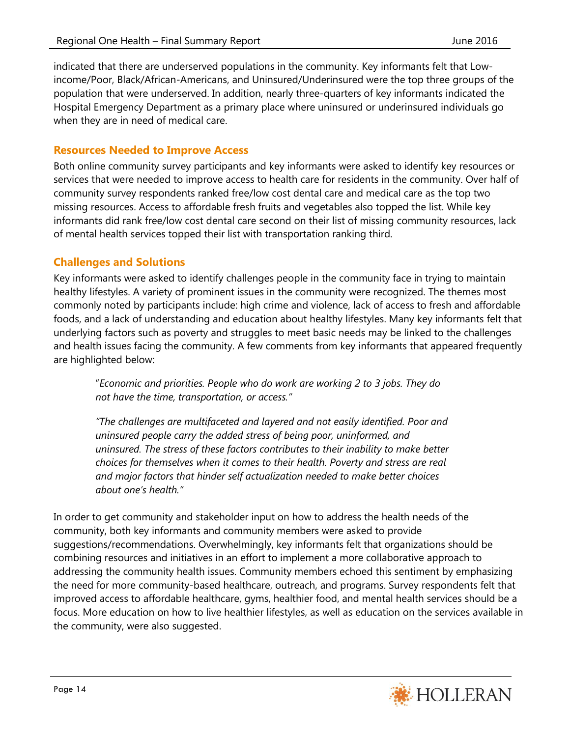indicated that there are underserved populations in the community. Key informants felt that Low-income/Poor, Black/African-Americans, and Uninsured/Underinsured were the top three groups of the population that were underserved. In addition, nearly three-quarters of key informants indicated the Hospital Emergency Department as a primary place where uninsured or underinsured individuals go when they are in need of medical care.

### Resources Needed to Improve Access

Both online community survey participants and key informants were asked to identify key resources or services that were needed to improve access to health care for residents in the community. Over half of community survey respondents ranked free/low cost dental care and medical care as the top two missing resources. Access to affordable fresh fruits and vegetables also topped the list. While key informants did rank free/low cost dental care second on their list of missing community resources, lack of mental health services topped their list with transportation ranking third.

### Challenges and Solutions

Key informants were asked to identify challenges people in the community face in trying to maintain healthy lifestyles. A variety of prominent issues in the community were recognized. The themes most commonly noted by participants include: high crime and violence, lack of access to fresh and affordable foods, and a lack of understanding and education about healthy lifestyles. Many key informants felt that underlying factors such as poverty and struggles to meet basic needs may be linked to the challenges and health issues facing the community. A few comments from key informants that appeared frequently are highlighted below:

> "*Economic and priorities. People who do work are working 2 to 3 jobs. They do not have the time, transportation, or access."*
>
> *"The challenges are multifaceted and layered and not easily identified. Poor and uninsured people carry the added stress of being poor, uninformed, and uninsured. The stress of these factors contributes to their inability to make better choices for themselves when it comes to their health. Poverty and stress are real and major factors that hinder self actualization needed to make better choices about one's health."*

In order to get community and stakeholder input on how to address the health needs of the community, both key informants and community members were asked to provide suggestions/recommendations. Overwhelmingly, key informants felt that organizations should be combining resources and initiatives in an effort to implement a more collaborative approach to addressing the community health issues. Community members echoed this sentiment by emphasizing the need for more community-based healthcare, outreach, and programs. Survey respondents felt that improved access to affordable healthcare, gyms, healthier food, and mental health services should be a focus. More education on how to live healthier lifestyles, as well as education on the services available in the community, were also suggested.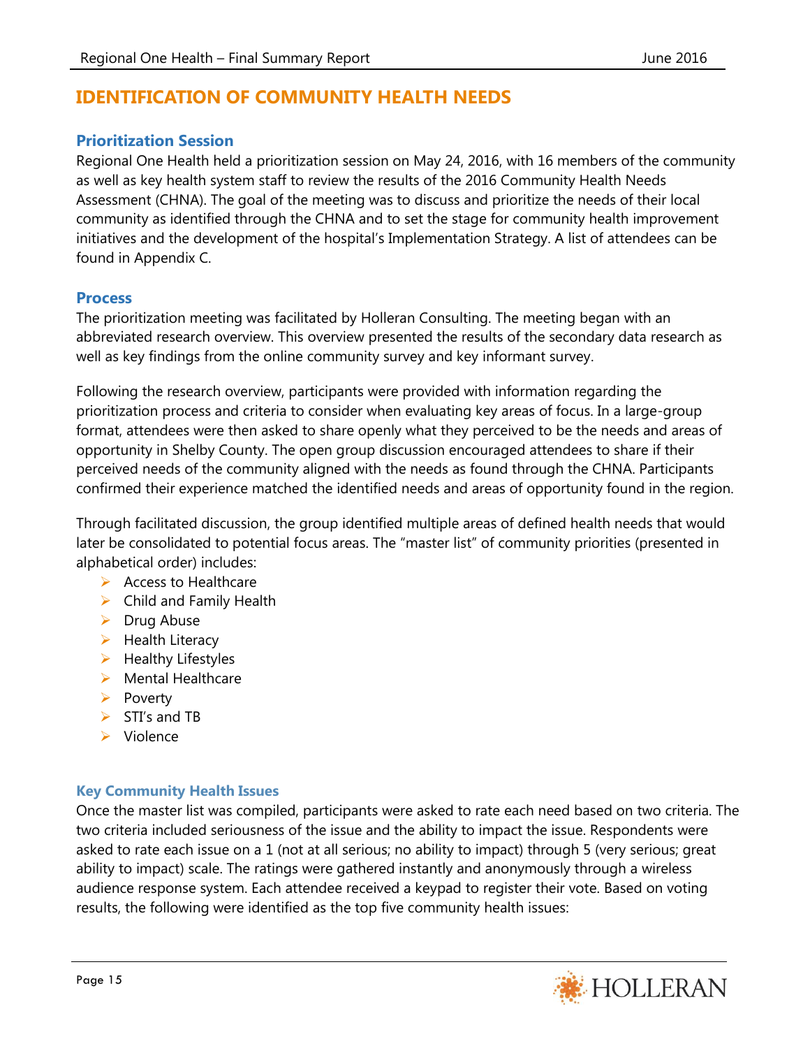# IDENTIFICATION OF COMMUNITY HEALTH NEEDS

## Prioritization Session

Regional One Health held a prioritization session on May 24, 2016, with 16 members of the community as well as key health system staff to review the results of the 2016 Community Health Needs Assessment (CHNA). The goal of the meeting was to discuss and prioritize the needs of their local community as identified through the CHNA and to set the stage for community health improvement initiatives and the development of the hospital's Implementation Strategy. A list of attendees can be found in Appendix C.

## Process

The prioritization meeting was facilitated by Holleran Consulting. The meeting began with an abbreviated research overview. This overview presented the results of the secondary data research as well as key findings from the online community survey and key informant survey.

Following the research overview, participants were provided with information regarding the prioritization process and criteria to consider when evaluating key areas of focus. In a large-group format, attendees were then asked to share openly what they perceived to be the needs and areas of opportunity in Shelby County. The open group discussion encouraged attendees to share if their perceived needs of the community aligned with the needs as found through the CHNA. Participants confirmed their experience matched the identified needs and areas of opportunity found in the region.

Through facilitated discussion, the group identified multiple areas of defined health needs that would later be consolidated to potential focus areas. The "master list" of community priorities (presented in alphabetical order) includes:

- Access to Healthcare
- Child and Family Health
- Drug Abuse
- Health Literacy
- Healthy Lifestyles
- Mental Healthcare
- Poverty
- STI's and TB
- Violence

### Key Community Health Issues

Once the master list was compiled, participants were asked to rate each need based on two criteria. The two criteria included seriousness of the issue and the ability to impact the issue. Respondents were asked to rate each issue on a 1 (not at all serious; no ability to impact) through 5 (very serious; great ability to impact) scale. The ratings were gathered instantly and anonymously through a wireless audience response system. Each attendee received a keypad to register their vote. Based on voting results, the following were identified as the top five community health issues: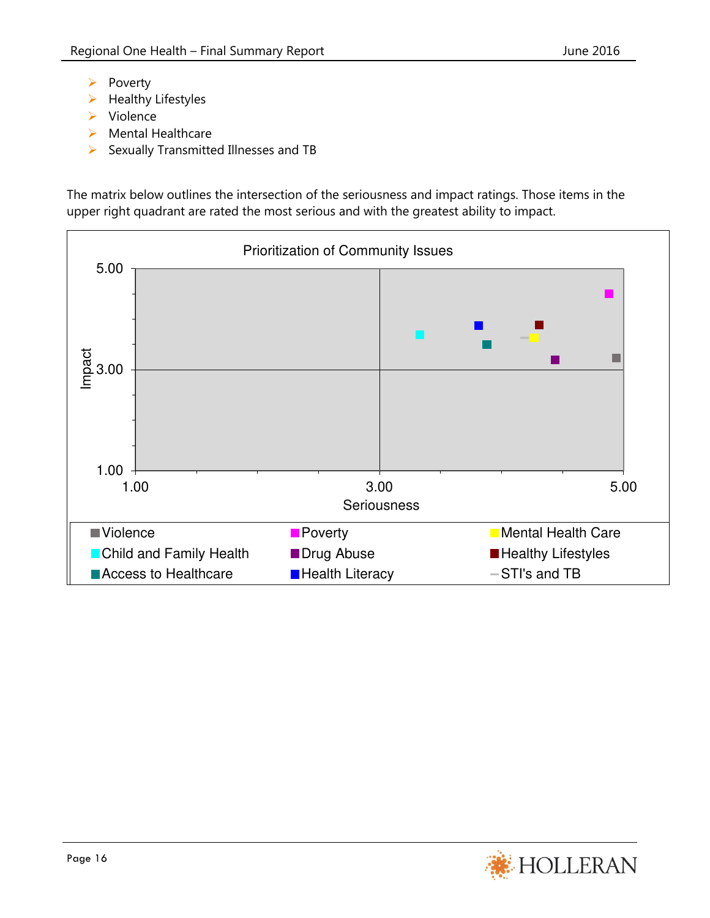- Poverty
- Healthy Lifestyles
- Violence
- Mental Healthcare
- Sexually Transmitted Illnesses and TB

The matrix below outlines the intersection of the seriousness and impact ratings. Those items in the upper right quadrant are rated the most serious and with the greatest ability to impact.

**Prioritization of Community Issues**

Impact (y-axis: 1.00, 3.00, 5.00) vs. Seriousness (x-axis: 1.00, 3.00, 5.00)

Legend: Violence, Poverty, Mental Health Care, Child and Family Health, Drug Abuse, Healthy Lifestyles, Access to Healthcare, Health Literacy, STI's and TB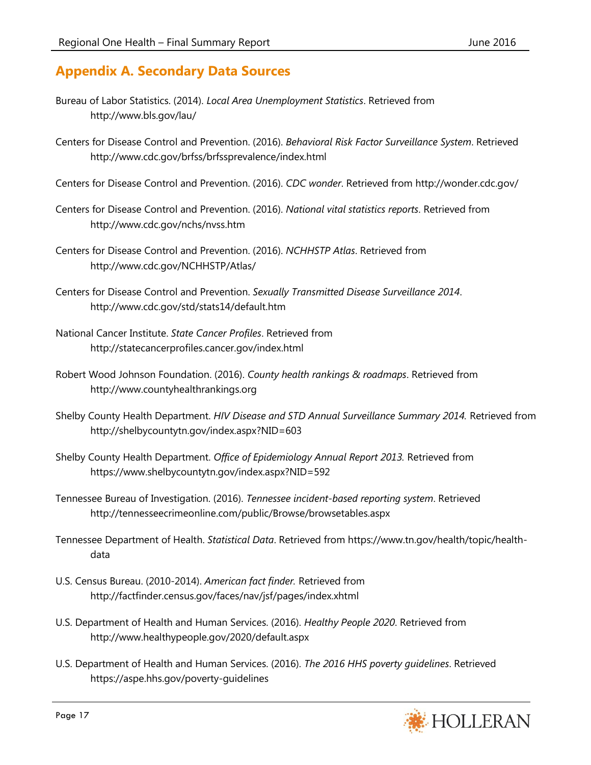## Appendix A. Secondary Data Sources

Bureau of Labor Statistics. (2014). *Local Area Unemployment Statistics*. Retrieved from http://www.bls.gov/lau/

Centers for Disease Control and Prevention. (2016). *Behavioral Risk Factor Surveillance System*. Retrieved http://www.cdc.gov/brfss/brfssprevalence/index.html

Centers for Disease Control and Prevention. (2016). *CDC wonder*. Retrieved from http://wonder.cdc.gov/

Centers for Disease Control and Prevention. (2016). *National vital statistics reports*. Retrieved from http://www.cdc.gov/nchs/nvss.htm

Centers for Disease Control and Prevention. (2016). *NCHHSTP Atlas*. Retrieved from http://www.cdc.gov/NCHHSTP/Atlas/

Centers for Disease Control and Prevention. *Sexually Transmitted Disease Surveillance 2014*. http://www.cdc.gov/std/stats14/default.htm

National Cancer Institute. *State Cancer Profiles*. Retrieved from http://statecancerprofiles.cancer.gov/index.html

Robert Wood Johnson Foundation. (2016). *County health rankings & roadmaps*. Retrieved from http://www.countyhealthrankings.org

Shelby County Health Department. *HIV Disease and STD Annual Surveillance Summary 2014.* Retrieved from http://shelbycountytn.gov/index.aspx?NID=603

Shelby County Health Department. *Office of Epidemiology Annual Report 2013.* Retrieved from https://www.shelbycountytn.gov/index.aspx?NID=592

Tennessee Bureau of Investigation. (2016). *Tennessee incident-based reporting system*. Retrieved http://tennesseecrimeonline.com/public/Browse/browsetables.aspx

Tennessee Department of Health. *Statistical Data*. Retrieved from https://www.tn.gov/health/topic/health-data

U.S. Census Bureau. (2010-2014). *American fact finder.* Retrieved from http://factfinder.census.gov/faces/nav/jsf/pages/index.xhtml

U.S. Department of Health and Human Services. (2016). *Healthy People 2020*. Retrieved from http://www.healthypeople.gov/2020/default.aspx

U.S. Department of Health and Human Services. (2016). *The 2016 HHS poverty guidelines*. Retrieved https://aspe.hhs.gov/poverty-guidelines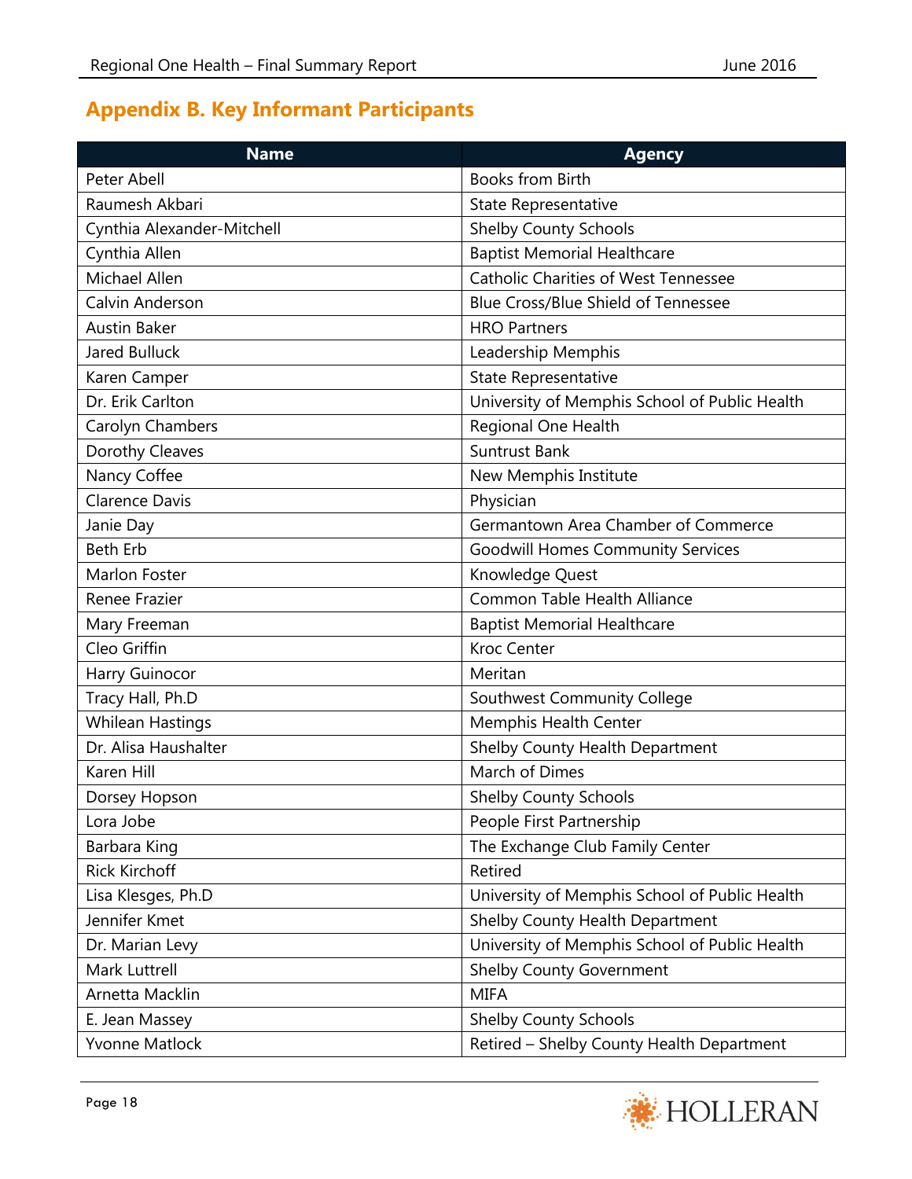## Appendix B. Key Informant Participants

| Name | Agency |
|---|---|
| Peter Abell | Books from Birth |
| Raumesh Akbari | State Representative |
| Cynthia Alexander-Mitchell | Shelby County Schools |
| Cynthia Allen | Baptist Memorial Healthcare |
| Michael Allen | Catholic Charities of West Tennessee |
| Calvin Anderson | Blue Cross/Blue Shield of Tennessee |
| Austin Baker | HRO Partners |
| Jared Bulluck | Leadership Memphis |
| Karen Camper | State Representative |
| Dr. Erik Carlton | University of Memphis School of Public Health |
| Carolyn Chambers | Regional One Health |
| Dorothy Cleaves | Suntrust Bank |
| Nancy Coffee | New Memphis Institute |
| Clarence Davis | Physician |
| Janie Day | Germantown Area Chamber of Commerce |
| Beth Erb | Goodwill Homes Community Services |
| Marlon Foster | Knowledge Quest |
| Renee Frazier | Common Table Health Alliance |
| Mary Freeman | Baptist Memorial Healthcare |
| Cleo Griffin | Kroc Center |
| Harry Guinocor | Meritan |
| Tracy Hall, Ph.D | Southwest Community College |
| Whilean Hastings | Memphis Health Center |
| Dr. Alisa Haushalter | Shelby County Health Department |
| Karen Hill | March of Dimes |
| Dorsey Hopson | Shelby County Schools |
| Lora Jobe | People First Partnership |
| Barbara King | The Exchange Club Family Center |
| Rick Kirchoff | Retired |
| Lisa Klesges, Ph.D | University of Memphis School of Public Health |
| Jennifer Kmet | Shelby County Health Department |
| Dr. Marian Levy | University of Memphis School of Public Health |
| Mark Luttrell | Shelby County Government |
| Arnetta Macklin | MIFA |
| E. Jean Massey | Shelby County Schools |
| Yvonne Matlock | Retired – Shelby County Health Department |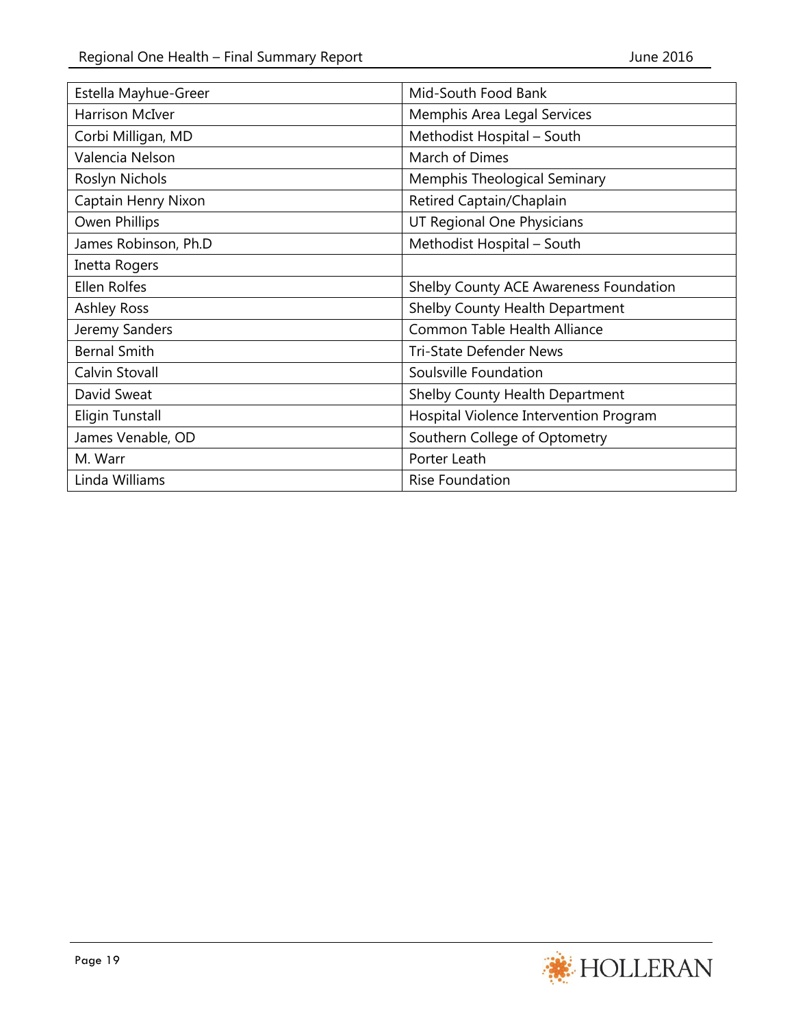| | |
|---|---|
| Estella Mayhue-Greer | Mid-South Food Bank |
| Harrison McIver | Memphis Area Legal Services |
| Corbi Milligan, MD | Methodist Hospital – South |
| Valencia Nelson | March of Dimes |
| Roslyn Nichols | Memphis Theological Seminary |
| Captain Henry Nixon | Retired Captain/Chaplain |
| Owen Phillips | UT Regional One Physicians |
| James Robinson, Ph.D | Methodist Hospital – South |
| Inetta Rogers | |
| Ellen Rolfes | Shelby County ACE Awareness Foundation |
| Ashley Ross | Shelby County Health Department |
| Jeremy Sanders | Common Table Health Alliance |
| Bernal Smith | Tri-State Defender News |
| Calvin Stovall | Soulsville Foundation |
| David Sweat | Shelby County Health Department |
| Eligin Tunstall | Hospital Violence Intervention Program |
| James Venable, OD | Southern College of Optometry |
| M. Warr | Porter Leath |
| Linda Williams | Rise Foundation |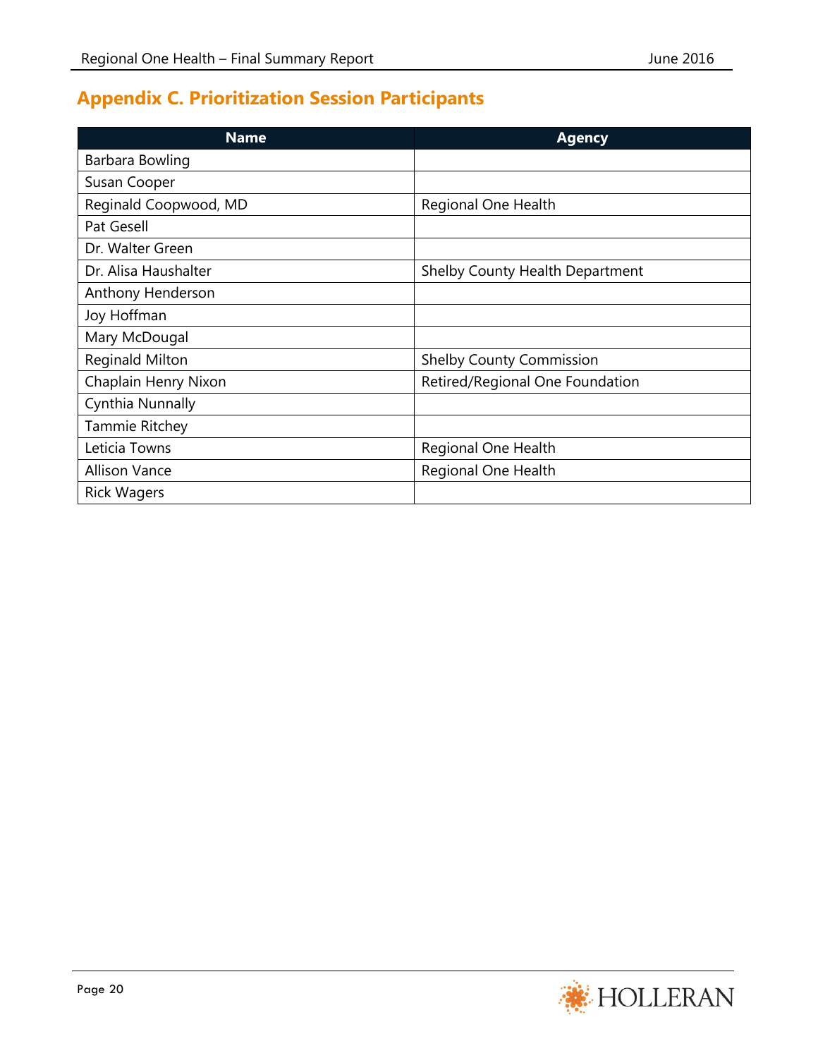## Appendix C. Prioritization Session Participants

| Name | Agency |
|---|---|
| Barbara Bowling | |
| Susan Cooper | |
| Reginald Coopwood, MD | Regional One Health |
| Pat Gesell | |
| Dr. Walter Green | |
| Dr. Alisa Haushalter | Shelby County Health Department |
| Anthony Henderson | |
| Joy Hoffman | |
| Mary McDougal | |
| Reginald Milton | Shelby County Commission |
| Chaplain Henry Nixon | Retired/Regional One Foundation |
| Cynthia Nunnally | |
| Tammie Ritchey | |
| Leticia Towns | Regional One Health |
| Allison Vance | Regional One Health |
| Rick Wagers | |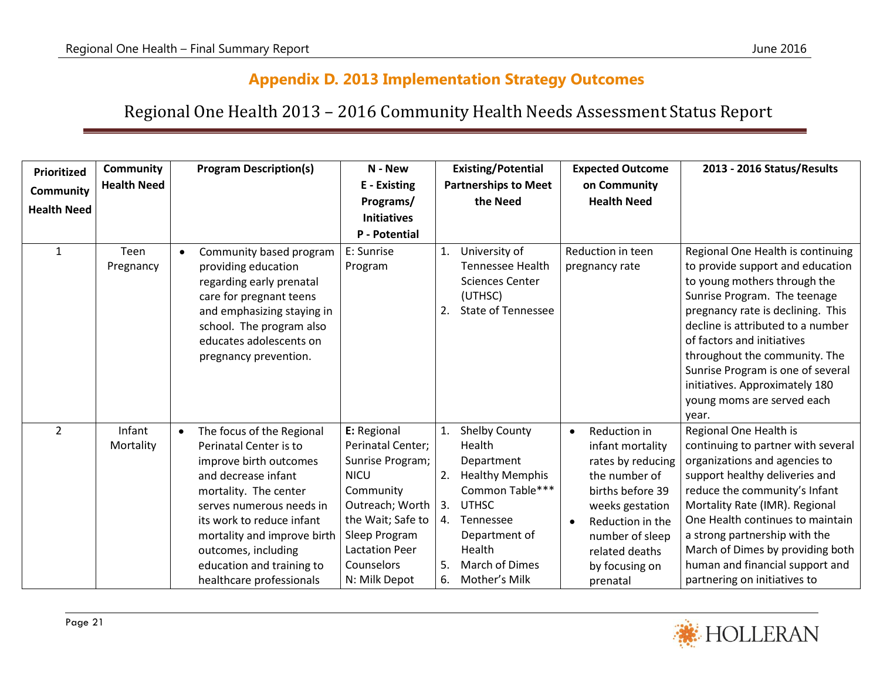## Appendix D. 2013 Implementation Strategy Outcomes

# Regional One Health 2013 – 2016 Community Health Needs Assessment Status Report

| Prioritized Community Health Need | Community Health Need | Program Description(s) | N - New E - Existing Programs/ Initiatives P - Potential | Existing/Potential Partnerships to Meet the Need | Expected Outcome on Community Health Need | 2013 - 2016 Status/Results |
|---|---|---|---|---|---|---|
| 1 | Teen Pregnancy | • Community based program providing education regarding early prenatal care for pregnant teens and emphasizing staying in school. The program also educates adolescents on pregnancy prevention. | E: Sunrise Program | 1. University of Tennessee Health Sciences Center (UTHSC)<br>2. State of Tennessee | Reduction in teen pregnancy rate | Regional One Health is continuing to provide support and education to young mothers through the Sunrise Program. The teenage pregnancy rate is declining. This decline is attributed to a number of factors and initiatives throughout the community. The Sunrise Program is one of several initiatives. Approximately 180 young moms are served each year. |
| 2 | Infant Mortality | • The focus of the Regional Perinatal Center is to improve birth outcomes and decrease infant mortality. The center serves numerous needs in its work to reduce infant mortality and improve birth outcomes, including education and training to healthcare professionals | **E:** Regional Perinatal Center; Sunrise Program; NICU Community Outreach; Worth the Wait; Safe to Sleep Program Lactation Peer Counselors<br>N: Milk Depot | 1. Shelby County Health Department<br>2. Healthy Memphis Common Table***<br>3. UTHSC<br>4. Tennessee Department of Health<br>5. March of Dimes<br>6. Mother's Milk | • Reduction in infant mortality rates by reducing the number of births before 39 weeks gestation<br>• Reduction in the number of sleep related deaths by focusing on prenatal | Regional One Health is continuing to partner with several organizations and agencies to support healthy deliveries and reduce the community's Infant Mortality Rate (IMR). Regional One Health continues to maintain a strong partnership with the March of Dimes by providing both human and financial support and partnering on initiatives to |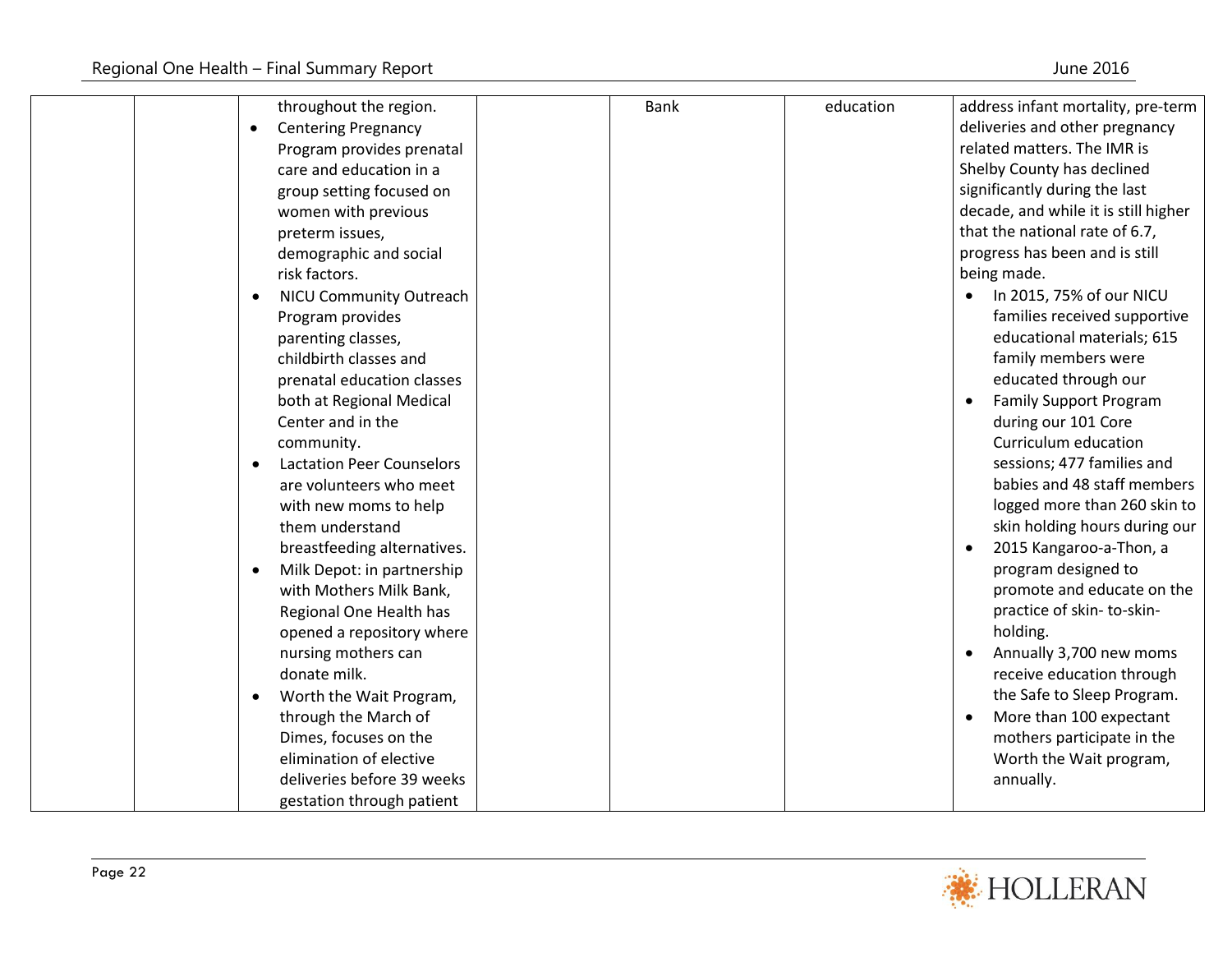| | | throughout the region.<br>• Centering Pregnancy Program provides prenatal care and education in a group setting focused on women with previous preterm issues, demographic and social risk factors.<br>• NICU Community Outreach Program provides parenting classes, childbirth classes and prenatal education classes both at Regional Medical Center and in the community.<br>• Lactation Peer Counselors are volunteers who meet with new moms to help them understand breastfeeding alternatives.<br>• Milk Depot: in partnership with Mothers Milk Bank, Regional One Health has opened a repository where nursing mothers can donate milk.<br>• Worth the Wait Program, through the March of Dimes, focuses on the elimination of elective deliveries before 39 weeks gestation through patient | | Bank | education | address infant mortality, pre-term deliveries and other pregnancy related matters. The IMR is Shelby County has declined significantly during the last decade, and while it is still higher that the national rate of 6.7, progress has been and is still being made.<br>• In 2015, 75% of our NICU families received supportive educational materials; 615 family members were educated through our<br>• Family Support Program during our 101 Core Curriculum education sessions; 477 families and babies and 48 staff members logged more than 260 skin to skin holding hours during our<br>• 2015 Kangaroo-a-Thon, a program designed to promote and educate on the practice of skin- to-skin-holding.<br>• Annually 3,700 new moms receive education through the Safe to Sleep Program.<br>• More than 100 expectant mothers participate in the Worth the Wait program, annually. |
|---|---|---|---|---|---|---|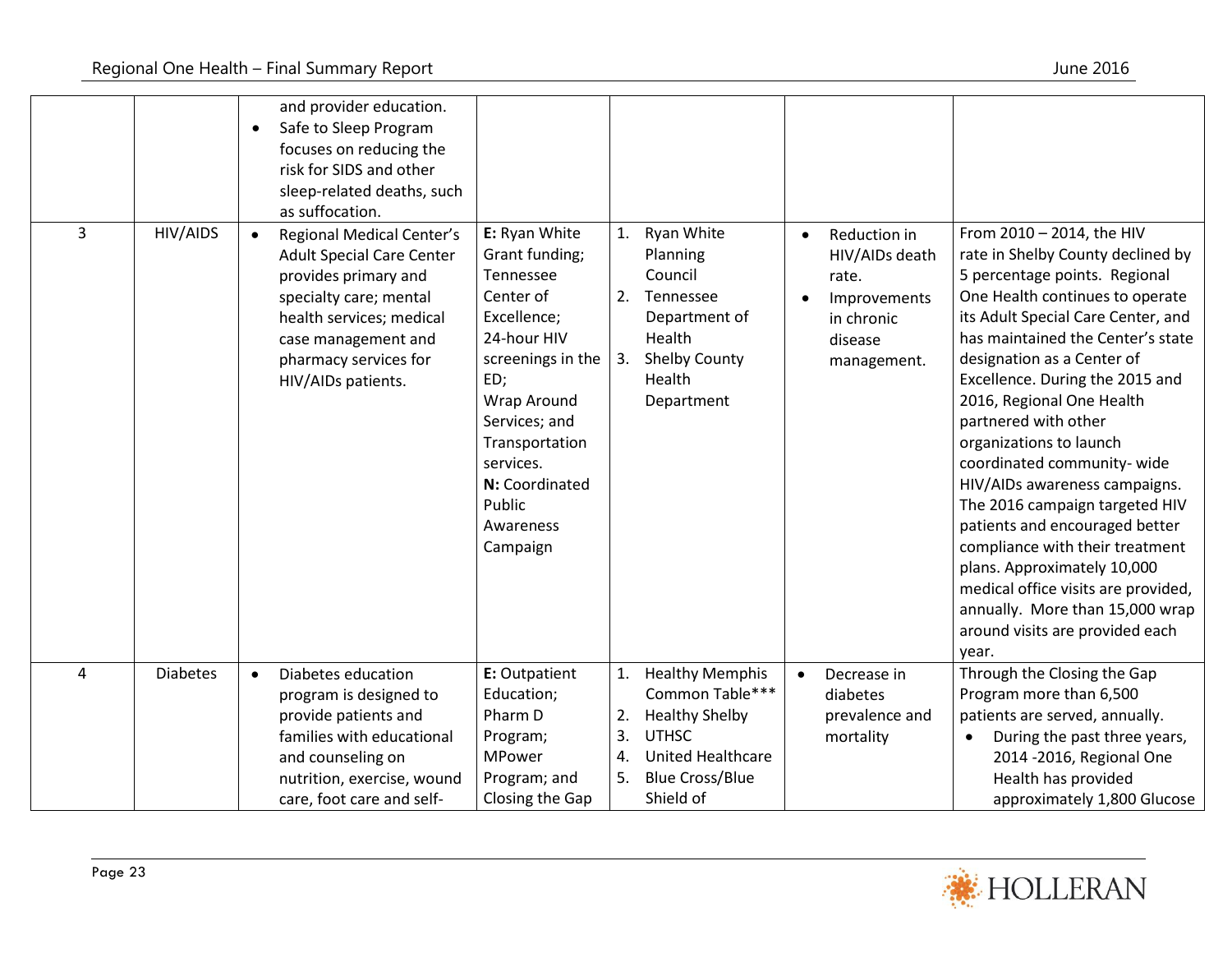| | | | | | | |
|---|---|---|---|---|---|---|
| | | and provider education.<br>• Safe to Sleep Program focuses on reducing the risk for SIDS and other sleep-related deaths, such as suffocation. | | | | |
| 3 | HIV/AIDS | • Regional Medical Center's Adult Special Care Center provides primary and specialty care; mental health services; medical case management and pharmacy services for HIV/AIDs patients. | **E:** Ryan White Grant funding; Tennessee Center of Excellence; 24-hour HIV screenings in the ED; Wrap Around Services; and Transportation services.<br>**N:** Coordinated Public Awareness Campaign | 1. Ryan White Planning Council<br>2. Tennessee Department of Health<br>3. Shelby County Health Department | • Reduction in HIV/AIDs death rate.<br>• Improvements in chronic disease management. | From 2010 – 2014, the HIV rate in Shelby County declined by 5 percentage points. Regional One Health continues to operate its Adult Special Care Center, and has maintained the Center's state designation as a Center of Excellence. During the 2015 and 2016, Regional One Health partnered with other organizations to launch coordinated community- wide HIV/AIDs awareness campaigns. The 2016 campaign targeted HIV patients and encouraged better compliance with their treatment plans. Approximately 10,000 medical office visits are provided, annually. More than 15,000 wrap around visits are provided each year. |
| 4 | Diabetes | • Diabetes education program is designed to provide patients and families with educational and counseling on nutrition, exercise, wound care, foot care and self- | **E:** Outpatient Education; Pharm D Program; MPower Program; and Closing the Gap | 1. Healthy Memphis Common Table***<br>2. Healthy Shelby<br>3. UTHSC<br>4. United Healthcare<br>5. Blue Cross/Blue Shield of | • Decrease in diabetes prevalence and mortality | Through the Closing the Gap Program more than 6,500 patients are served, annually.<br>• During the past three years, 2014 -2016, Regional One Health has provided approximately 1,800 Glucose |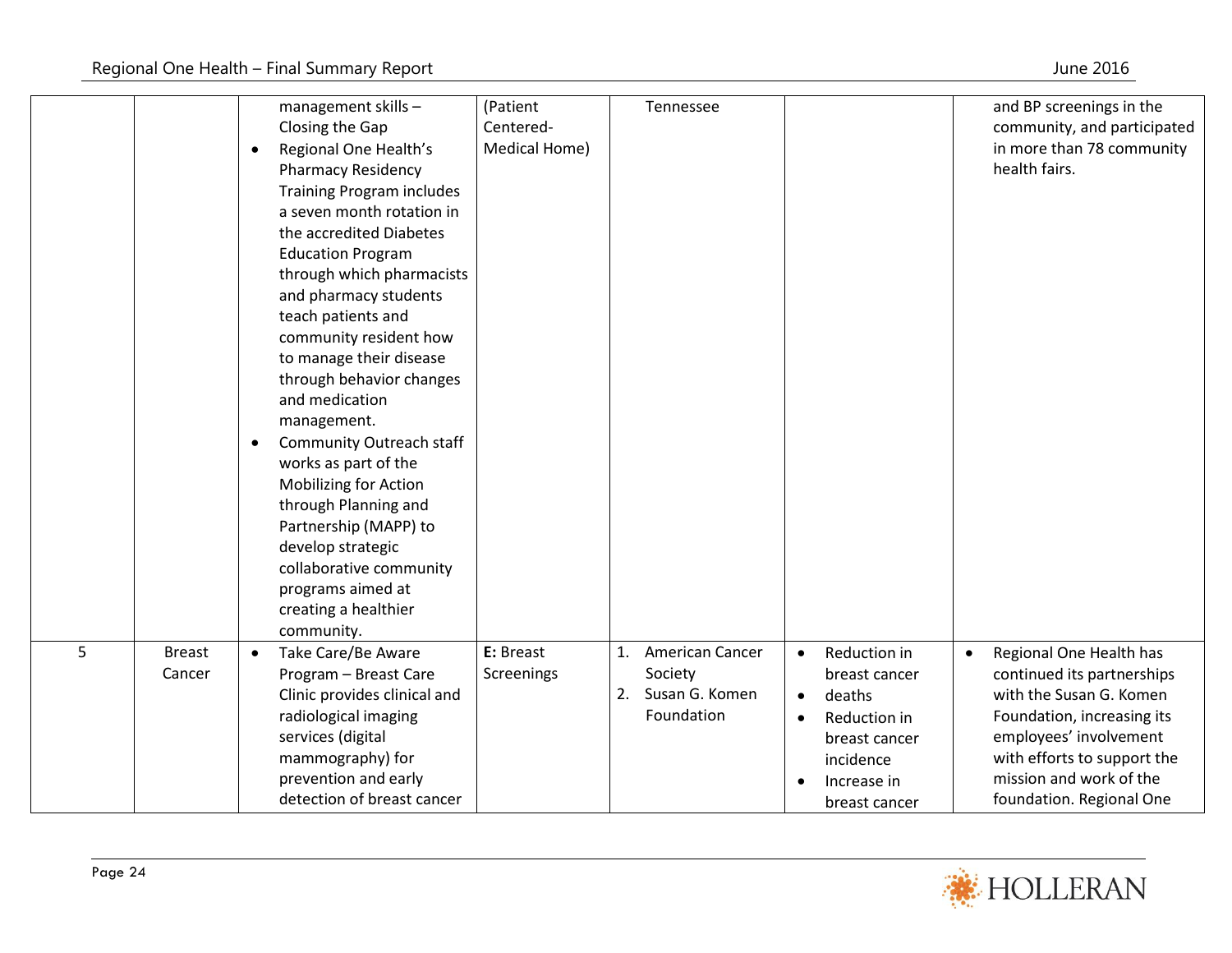| | | | | | | |
|---|---|---|---|---|---|---|
| | | management skills – Closing the Gap<br>• Regional One Health's Pharmacy Residency Training Program includes a seven month rotation in the accredited Diabetes Education Program through which pharmacists and pharmacy students teach patients and community resident how to manage their disease through behavior changes and medication management.<br>• Community Outreach staff works as part of the Mobilizing for Action through Planning and Partnership (MAPP) to develop strategic collaborative community programs aimed at creating a healthier community. | (Patient Centered-Medical Home) | Tennessee | | and BP screenings in the community, and participated in more than 78 community health fairs. |
| 5 | Breast Cancer | • Take Care/Be Aware Program – Breast Care Clinic provides clinical and radiological imaging services (digital mammography) for prevention and early detection of breast cancer | **E:** Breast Screenings | 1. American Cancer Society<br>2. Susan G. Komen Foundation | • Reduction in breast cancer<br>• deaths<br>• Reduction in breast cancer incidence<br>• Increase in breast cancer | • Regional One Health has continued its partnerships with the Susan G. Komen Foundation, increasing its employees' involvement with efforts to support the mission and work of the foundation. Regional One |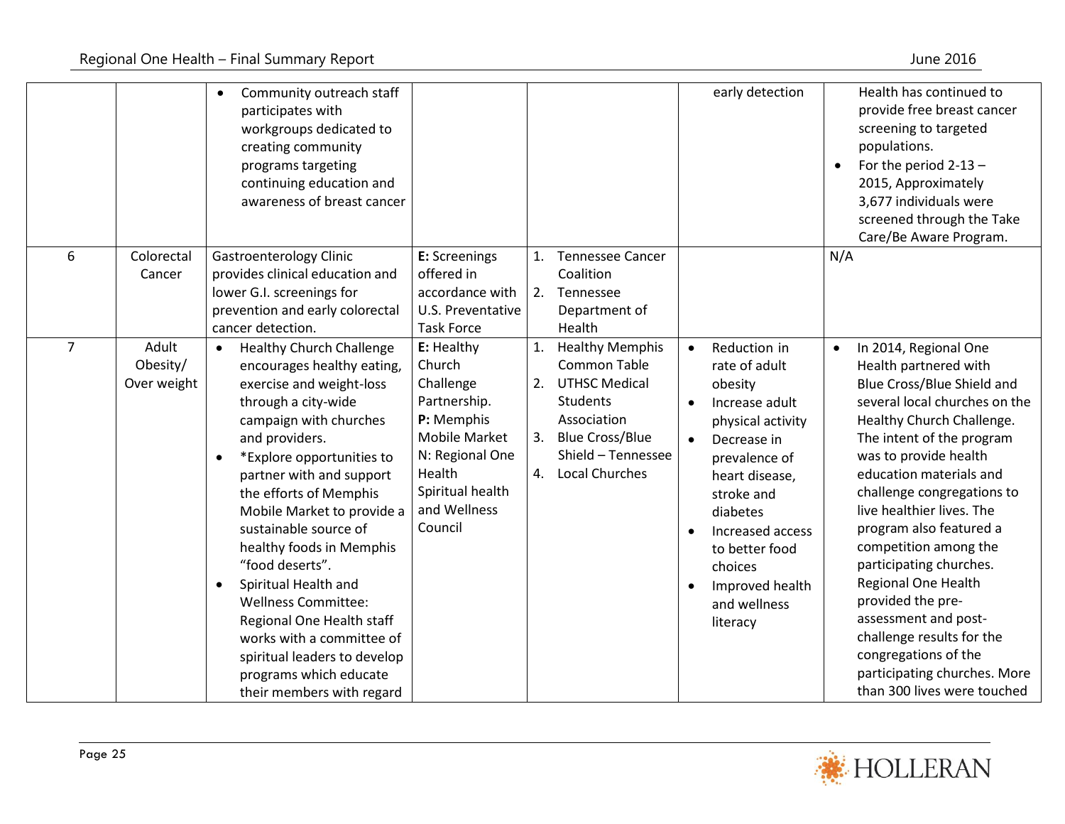| | | | | | | |
|---|---|---|---|---|---|---|
| | | • Community outreach staff participates with workgroups dedicated to creating community programs targeting continuing education and awareness of breast cancer | | | early detection | Health has continued to provide free breast cancer screening to targeted populations. • For the period 2-13 – 2015, Approximately 3,677 individuals were screened through the Take Care/Be Aware Program. |
| 6 | Colorectal Cancer | Gastroenterology Clinic provides clinical education and lower G.I. screenings for prevention and early colorectal cancer detection. | **E:** Screenings offered in accordance with U.S. Preventative Task Force | 1. Tennessee Cancer Coalition 2. Tennessee Department of Health | | N/A |
| 7 | Adult Obesity/ Over weight | • Healthy Church Challenge encourages healthy eating, exercise and weight-loss through a city-wide campaign with churches and providers. • *Explore opportunities to partner with and support the efforts of Memphis Mobile Market to provide a sustainable source of healthy foods in Memphis "food deserts". • Spiritual Health and Wellness Committee: Regional One Health staff works with a committee of spiritual leaders to develop programs which educate their members with regard | **E:** Healthy Church Challenge Partnership. **P:** Memphis Mobile Market N: Regional One Health Spiritual health and Wellness Council | 1. Healthy Memphis Common Table 2. UTHSC Medical Students Association 3. Blue Cross/Blue Shield – Tennessee 4. Local Churches | • Reduction in rate of adult obesity • Increase adult physical activity • Decrease in prevalence of heart disease, stroke and diabetes • Increased access to better food choices • Improved health and wellness literacy | • In 2014, Regional One Health partnered with Blue Cross/Blue Shield and several local churches on the Healthy Church Challenge. The intent of the program was to provide health education materials and challenge congregations to live healthier lives. The program also featured a competition among the participating churches. Regional One Health provided the pre-assessment and post-challenge results for the congregations of the participating churches. More than 300 lives were touched |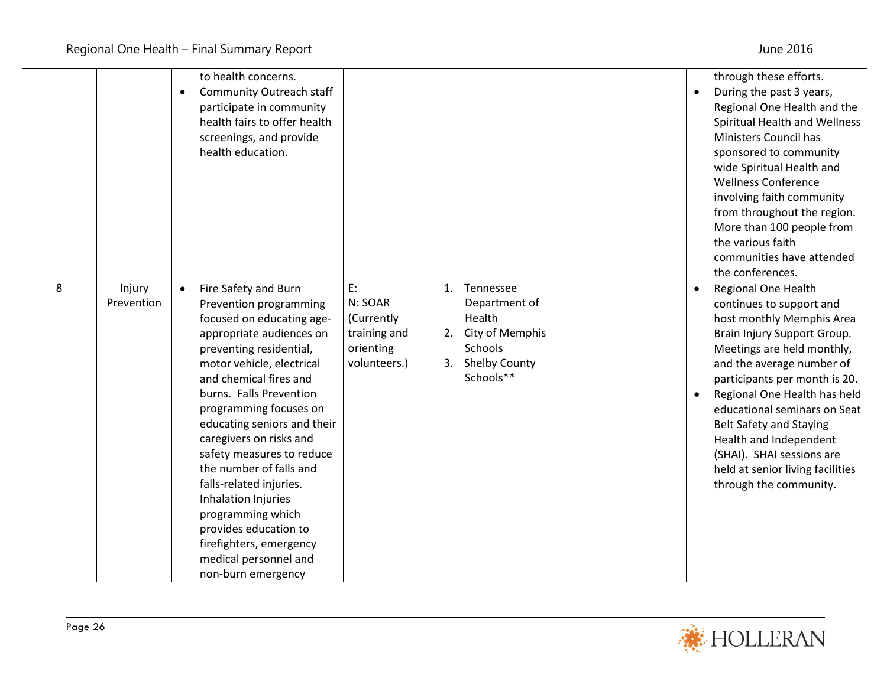| | | | | | | |
|---|---|---|---|---|---|---|
| | | to health concerns.<br>• Community Outreach staff participate in community health fairs to offer health screenings, and provide health education. | | | | through these efforts.<br>• During the past 3 years, Regional One Health and the Spiritual Health and Wellness Ministers Council has sponsored to community wide Spiritual Health and Wellness Conference involving faith community from throughout the region. More than 100 people from the various faith communities have attended the conferences. |
| 8 | Injury Prevention | • Fire Safety and Burn Prevention programming focused on educating age-appropriate audiences on preventing residential, motor vehicle, electrical and chemical fires and burns. Falls Prevention programming focuses on educating seniors and their caregivers on risks and safety measures to reduce the number of falls and falls-related injuries. Inhalation Injuries programming which provides education to firefighters, emergency medical personnel and non-burn emergency | E:<br>N: SOAR (Currently training and orienting volunteers.) | 1. Tennessee Department of Health<br>2. City of Memphis Schools<br>3. Shelby County Schools** | | • Regional One Health continues to support and host monthly Memphis Area Brain Injury Support Group. Meetings are held monthly, and the average number of participants per month is 20.<br>• Regional One Health has held educational seminars on Seat Belt Safety and Staying Health and Independent (SHAI). SHAI sessions are held at senior living facilities through the community. |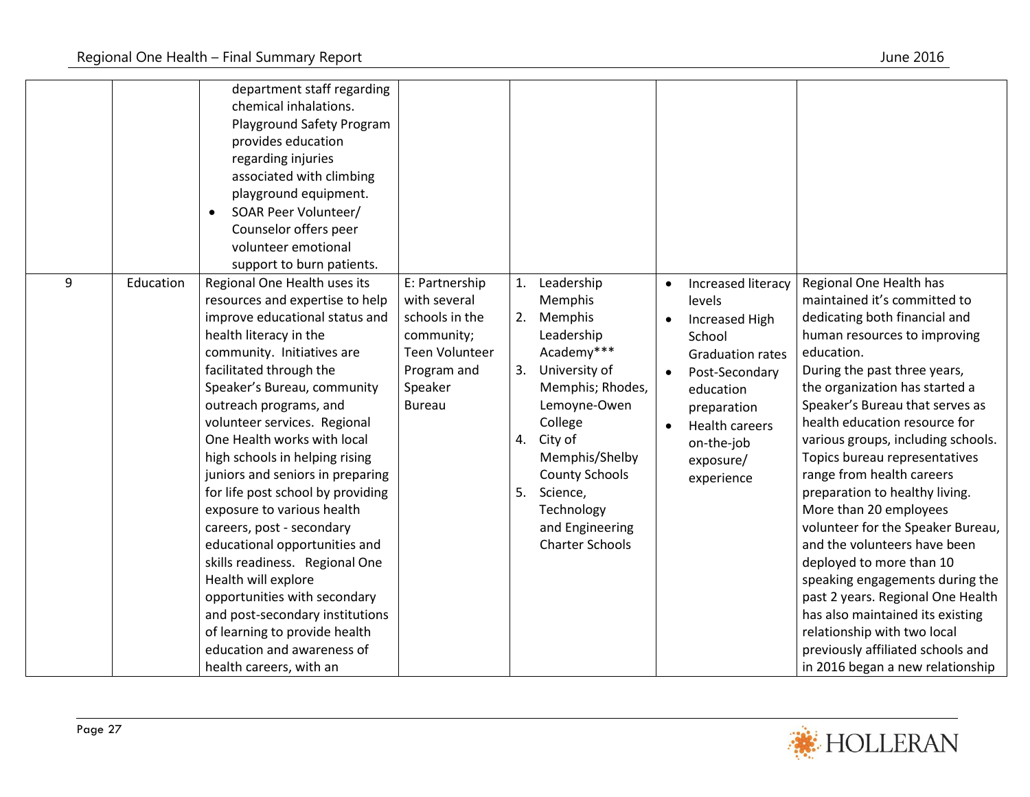| | | | | | | |
|---|---|---|---|---|---|---|
| | | department staff regarding chemical inhalations. Playground Safety Program provides education regarding injuries associated with climbing playground equipment.<br>• SOAR Peer Volunteer/ Counselor offers peer volunteer emotional support to burn patients. | | | | |
| 9 | Education | Regional One Health uses its resources and expertise to help improve educational status and health literacy in the community. Initiatives are facilitated through the Speaker's Bureau, community outreach programs, and volunteer services. Regional One Health works with local high schools in helping rising juniors and seniors in preparing for life post school by providing exposure to various health careers, post - secondary educational opportunities and skills readiness. Regional One Health will explore opportunities with secondary and post-secondary institutions of learning to provide health education and awareness of health careers, with an | E: Partnership with several schools in the community; Teen Volunteer Program and Speaker Bureau | 1. Leadership Memphis<br>2. Memphis Leadership Academy***<br>3. University of Memphis; Rhodes, Lemoyne-Owen College<br>4. City of Memphis/Shelby County Schools<br>5. Science, Technology and Engineering Charter Schools | • Increased literacy levels<br>• Increased High School Graduation rates<br>• Post-Secondary education preparation<br>• Health careers on-the-job exposure/ experience | Regional One Health has maintained it's committed to dedicating both financial and human resources to improving education.<br>During the past three years, the organization has started a Speaker's Bureau that serves as health education resource for various groups, including schools. Topics bureau representatives range from health careers preparation to healthy living. More than 20 employees volunteer for the Speaker Bureau, and the volunteers have been deployed to more than 10 speaking engagements during the past 2 years. Regional One Health has also maintained its existing relationship with two local previously affiliated schools and in 2016 began a new relationship |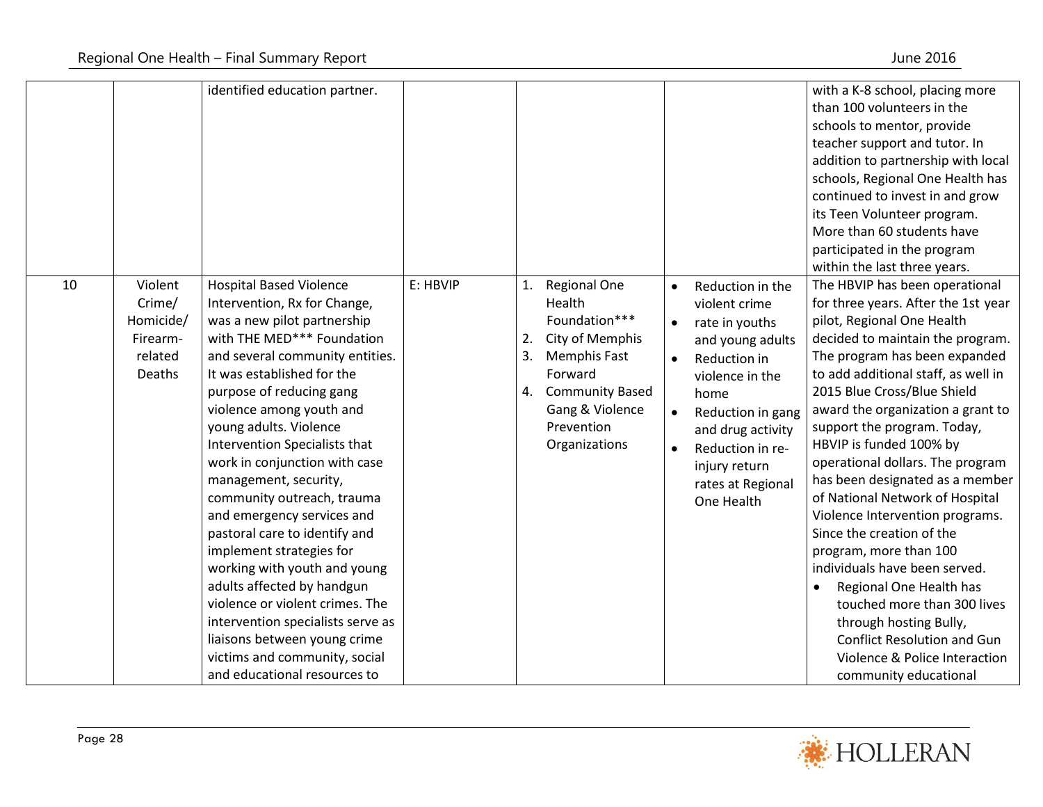| | | | | | | |
|---|---|---|---|---|---|---|
| | | identified education partner. | | | | with a K-8 school, placing more than 100 volunteers in the schools to mentor, provide teacher support and tutor. In addition to partnership with local schools, Regional One Health has continued to invest in and grow its Teen Volunteer program. More than 60 students have participated in the program within the last three years. |
| 10 | Violent Crime/ Homicide/ Firearm-related Deaths | Hospital Based Violence Intervention, Rx for Change, was a new pilot partnership with THE MED*** Foundation and several community entities. It was established for the purpose of reducing gang violence among youth and young adults. Violence Intervention Specialists that work in conjunction with case management, security, community outreach, trauma and emergency services and pastoral care to identify and implement strategies for working with youth and young adults affected by handgun violence or violent crimes. The intervention specialists serve as liaisons between young crime victims and community, social and educational resources to | E: HBVIP | 1. Regional One Health Foundation*** <br> 2. City of Memphis <br> 3. Memphis Fast Forward <br> 4. Community Based Gang & Violence Prevention Organizations | • Reduction in the violent crime <br> • rate in youths and young adults <br> • Reduction in violence in the home <br> • Reduction in gang and drug activity <br> • Reduction in re-injury return rates at Regional One Health | The HBVIP has been operational for three years. After the 1st year pilot, Regional One Health decided to maintain the program. The program has been expanded to add additional staff, as well in 2015 Blue Cross/Blue Shield award the organization a grant to support the program. Today, HBVIP is funded 100% by operational dollars. The program has been designated as a member of National Network of Hospital Violence Intervention programs. Since the creation of the program, more than 100 individuals have been served. <br> • Regional One Health has touched more than 300 lives through hosting Bully, Conflict Resolution and Gun Violence & Police Interaction community educational |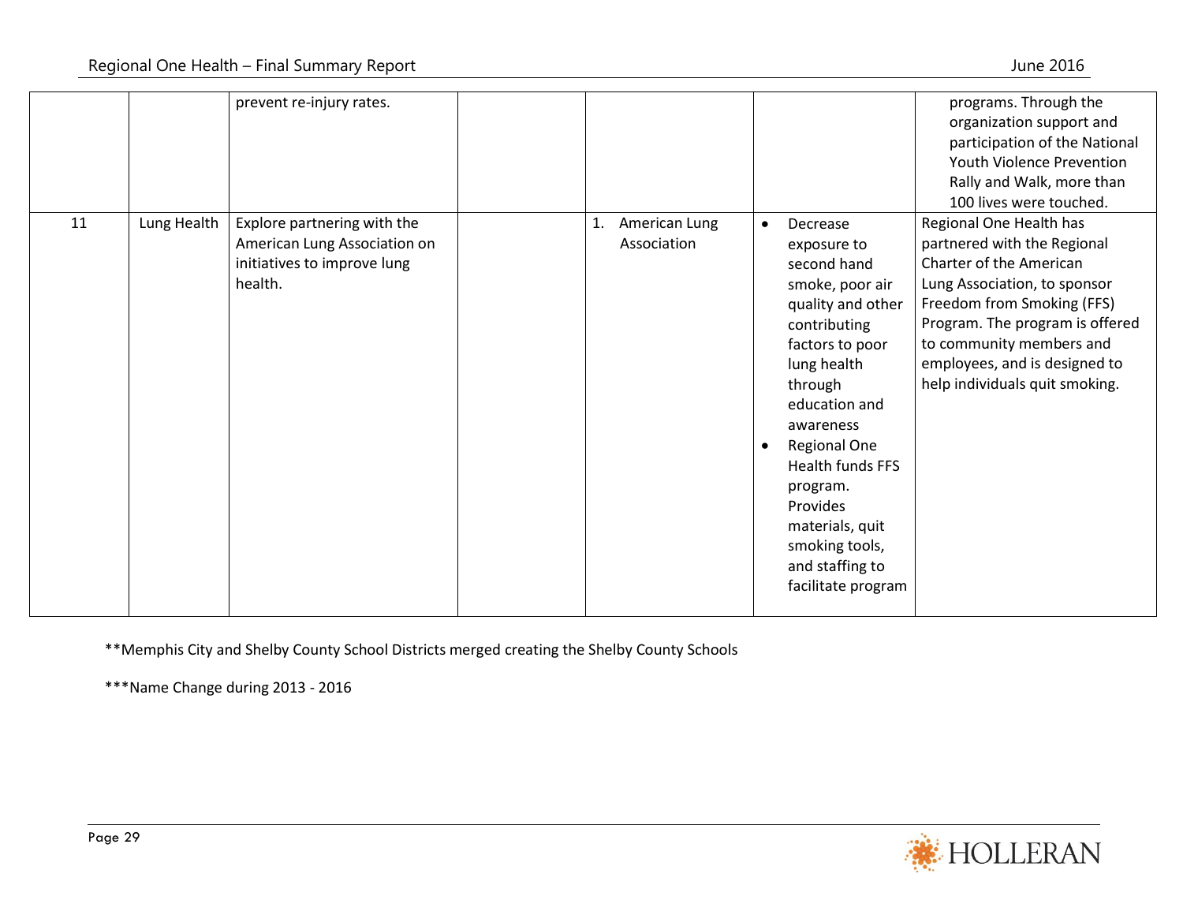| | | | | | | |
|---|---|---|---|---|---|---|
| | | prevent re-injury rates. | | | | programs. Through the organization support and participation of the National Youth Violence Prevention Rally and Walk, more than 100 lives were touched. |
| 11 | Lung Health | Explore partnering with the American Lung Association on initiatives to improve lung health. | | 1. American Lung Association | • Decrease exposure to second hand smoke, poor air quality and other contributing factors to poor lung health through education and awareness<br>• Regional One Health funds FFS program. Provides materials, quit smoking tools, and staffing to facilitate program | Regional One Health has partnered with the Regional Charter of the American Lung Association, to sponsor Freedom from Smoking (FFS) Program. The program is offered to community members and employees, and is designed to help individuals quit smoking. |

**Memphis City and Shelby County School Districts merged creating the Shelby County Schools

***Name Change during 2013 - 2016